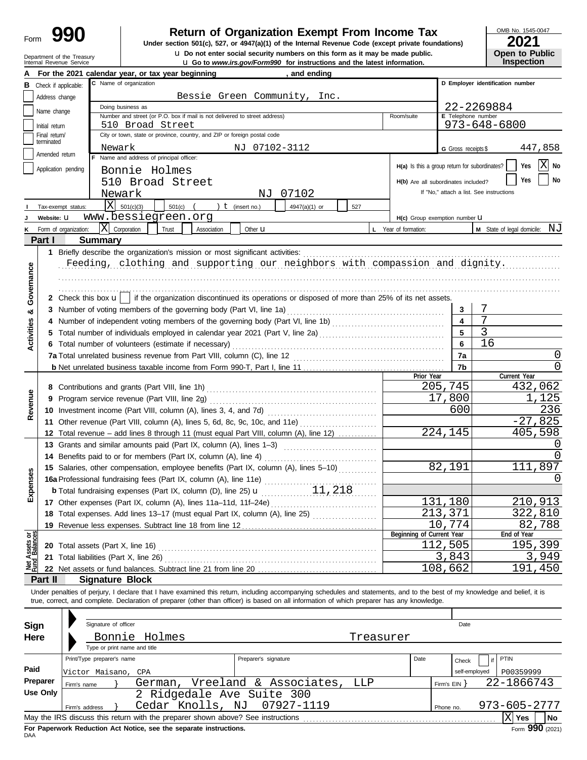Form **990**

# Return of Organization Exempt From Income Tax

**Under section 501(c), 527, or 4947(a)(1) of the Internal Revenue Code (except private foundations)**

u **Do not enter social security numbers on this form as it may be made public.**

u **Go to *www.irs.gov/Form990* for instructions and the latest information.**

Department of the Treasury
Internal Revenue Service

OMB No. 1545-0047

**2021**

**Open to Public Inspection**

**A** For the 2021 calendar year, or tax year beginning , and ending

**B** Check if applicable:
- Address change
- Name change
- Initial return
- Final return/terminated
- Amended return
- Application pending

**C** Name of organization: Bessie Green Community, Inc.

Doing business as

Number and street (or P.O. box if mail is not delivered to street address): 510 Broad Street | Room/suite

City or town, state or province, country, and ZIP or foreign postal code: Newark NJ 07102-3112

**D** Employer identification number: 22-2269884

**E** Telephone number: 973-648-6800

**G** Gross receipts $ 447,858

**F** Name and address of principal officer:
Bonnie Holmes
510 Broad Street
Newark NJ 07102

**H(a)** Is this a group return for subordinates? Yes [ ] No [X]

**H(b)** Are all subordinates included? Yes [ ] No [ ]
If "No," attach a list. See instructions

**I** Tax-exempt status: [X] 501(c)(3) [ ] 501(c) ( ) t (insert no.) [ ] 4947(a)(1) or [ ] 527

**J** Website: u www.bessiegreen.org

**H(c)** Group exemption number u

**K** Form of organization: [X] Corporation [ ] Trust [ ] Association [ ] Other u

**L** Year of formation:

**M** State of legal domicile: NJ

## Part I Summary

**Activities & Governance**

1 Briefly describe the organization's mission or most significant activities:
Feeding, clothing and supporting our neighbors with compassion and dignity.

2 Check this box u [ ] if the organization discontinued its operations or disposed of more than 25% of its net assets.

| | | |
|---|---|---|
| 3 Number of voting members of the governing body (Part VI, line 1a) | 3 | 7 |
| 4 Number of independent voting members of the governing body (Part VI, line 1b) | 4 | 7 |
| 5 Total number of individuals employed in calendar year 2021 (Part V, line 2a) | 5 | 3 |
| 6 Total number of volunteers (estimate if necessary) | 6 | 16 |
| 7a Total unrelated business revenue from Part VIII, column (C), line 12 | 7a | 0 |
| b Net unrelated business taxable income from Form 990-T, Part I, line 11 | 7b | 0 |

| | Prior Year | Current Year |
|---|---|---|
| **Revenue** | | |
| 8 Contributions and grants (Part VIII, line 1h) | 205,745 | 432,062 |
| 9 Program service revenue (Part VIII, line 2g) | 17,800 | 1,125 |
| 10 Investment income (Part VIII, column (A), lines 3, 4, and 7d) | 600 | 236 |
| 11 Other revenue (Part VIII, column (A), lines 5, 6d, 8c, 9c, 10c, and 11e) | | -27,825 |
| 12 Total revenue – add lines 8 through 11 (must equal Part VIII, column (A), line 12) | 224,145 | 405,598 |
| **Expenses** | | |
| 13 Grants and similar amounts paid (Part IX, column (A), lines 1–3) | | 0 |
| 14 Benefits paid to or for members (Part IX, column (A), line 4) | | 0 |
| 15 Salaries, other compensation, employee benefits (Part IX, column (A), lines 5–10) | 82,191 | 111,897 |
| 16a Professional fundraising fees (Part IX, column (A), line 11e) | | 0 |
| b Total fundraising expenses (Part IX, column (D), line 25) u 11,218 | | |
| 17 Other expenses (Part IX, column (A), lines 11a–11d, 11f–24e) | 131,180 | 210,913 |
| 18 Total expenses. Add lines 13–17 (must equal Part IX, column (A), line 25) | 213,371 | 322,810 |
| 19 Revenue less expenses. Subtract line 18 from line 12 | 10,774 | 82,788 |

| **Net Assets or Fund Balances** | Beginning of Current Year | End of Year |
|---|---|---|
| 20 Total assets (Part X, line 16) | 112,505 | 195,399 |
| 21 Total liabilities (Part X, line 26) | 3,843 | 3,949 |
| 22 Net assets or fund balances. Subtract line 21 from line 20 | 108,662 | 191,450 |

## Part II Signature Block

Under penalties of perjury, I declare that I have examined this return, including accompanying schedules and statements, and to the best of my knowledge and belief, it is true, correct, and complete. Declaration of preparer (other than officer) is based on all information of which preparer has any knowledge.

**Sign Here**

Signature of officer | Date

Bonnie Holmes — Treasurer
Type or print name and title

**Paid Preparer Use Only**

| Print/Type preparer's name | Preparer's signature | Date | Check [ ] if self-employed | PTIN |
|---|---|---|---|---|
| Victor Maisano, CPA | | | | P00359999 |

Firm's name } German, Vreeland & Associates, LLP — Firm's EIN } 22-1866743

Firm's address } 2 Ridgedale Ave Suite 300, Cedar Knolls, NJ 07927-1119 — Phone no. 973-605-2777

May the IRS discuss this return with the preparer shown above? See instructions [X] Yes [ ] No

**For Paperwork Reduction Act Notice, see the separate instructions.**

DAA

Form **990** (2021)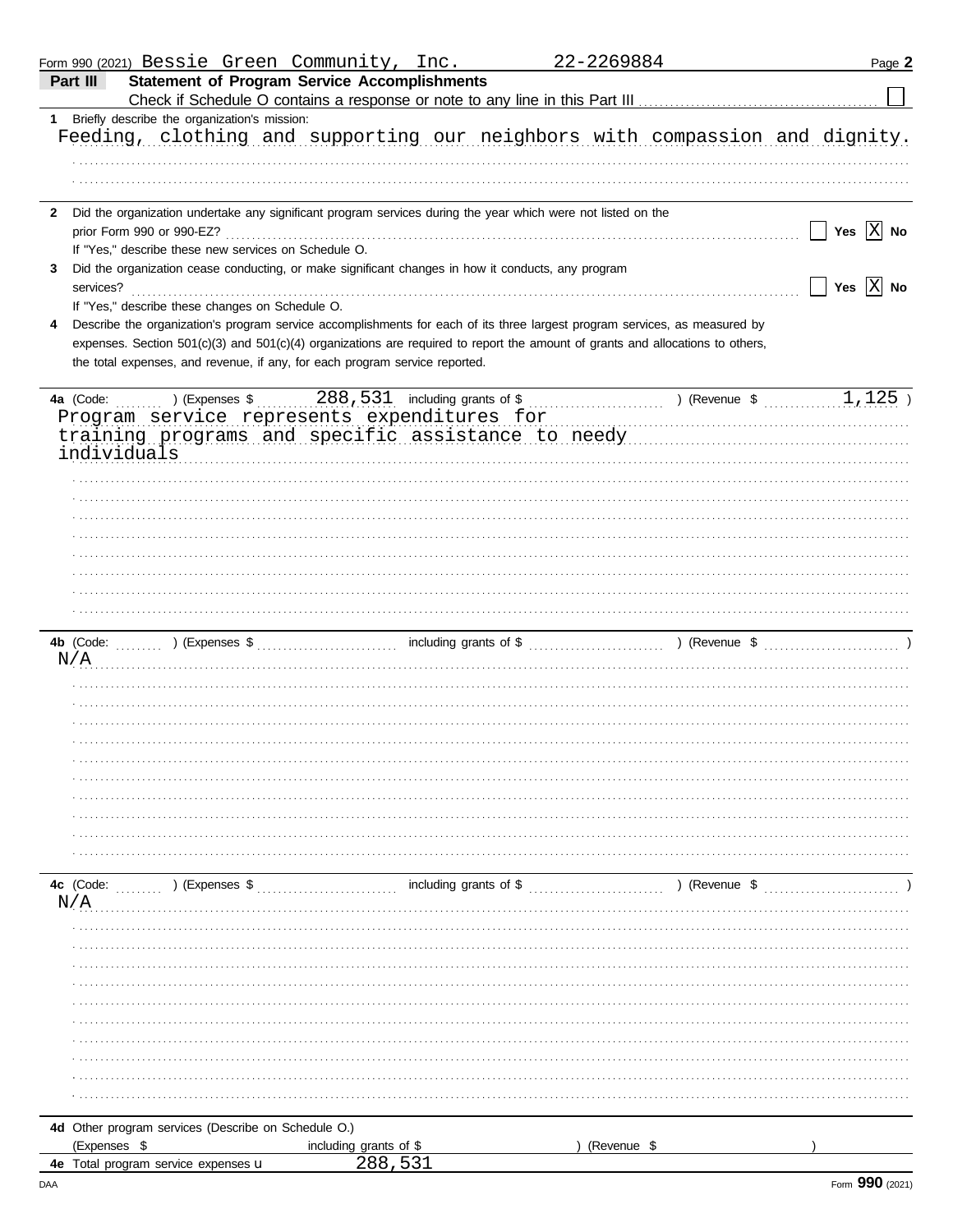Form 990 (2021) Bessie Green Community, Inc. 22-2269884 Page **2**

## Part III Statement of Program Service Accomplishments

Check if Schedule O contains a response or note to any line in this Part III ☐

**1** Briefly describe the organization's mission:

Feeding, clothing and supporting our neighbors with compassion and dignity.

**2** Did the organization undertake any significant program services during the year which were not listed on the prior Form 990 or 990-EZ? ☐ Yes ☒ No

If "Yes," describe these new services on Schedule O.

**3** Did the organization cease conducting, or make significant changes in how it conducts, any program services? ☐ Yes ☒ No

If "Yes," describe these changes on Schedule O.

**4** Describe the organization's program service accomplishments for each of its three largest program services, as measured by expenses. Section 501(c)(3) and 501(c)(4) organizations are required to report the amount of grants and allocations to others, the total expenses, and revenue, if any, for each program service reported.

**4a** (Code: ) (Expenses $ 288,531 including grants of $ ) (Revenue $ 1,125 )

Program service represents expenditures for training programs and specific assistance to needy individuals

**4b** (Code: ) (Expenses $ including grants of $ ) (Revenue $ )

N/A

**4c** (Code: ) (Expenses $ including grants of $ ) (Revenue $ )

N/A

**4d** Other program services (Describe on Schedule O.)

(Expenses $ including grants of $ ) (Revenue $ )

**4e** Total program service expenses ▸ 288,531

Form **990** (2021)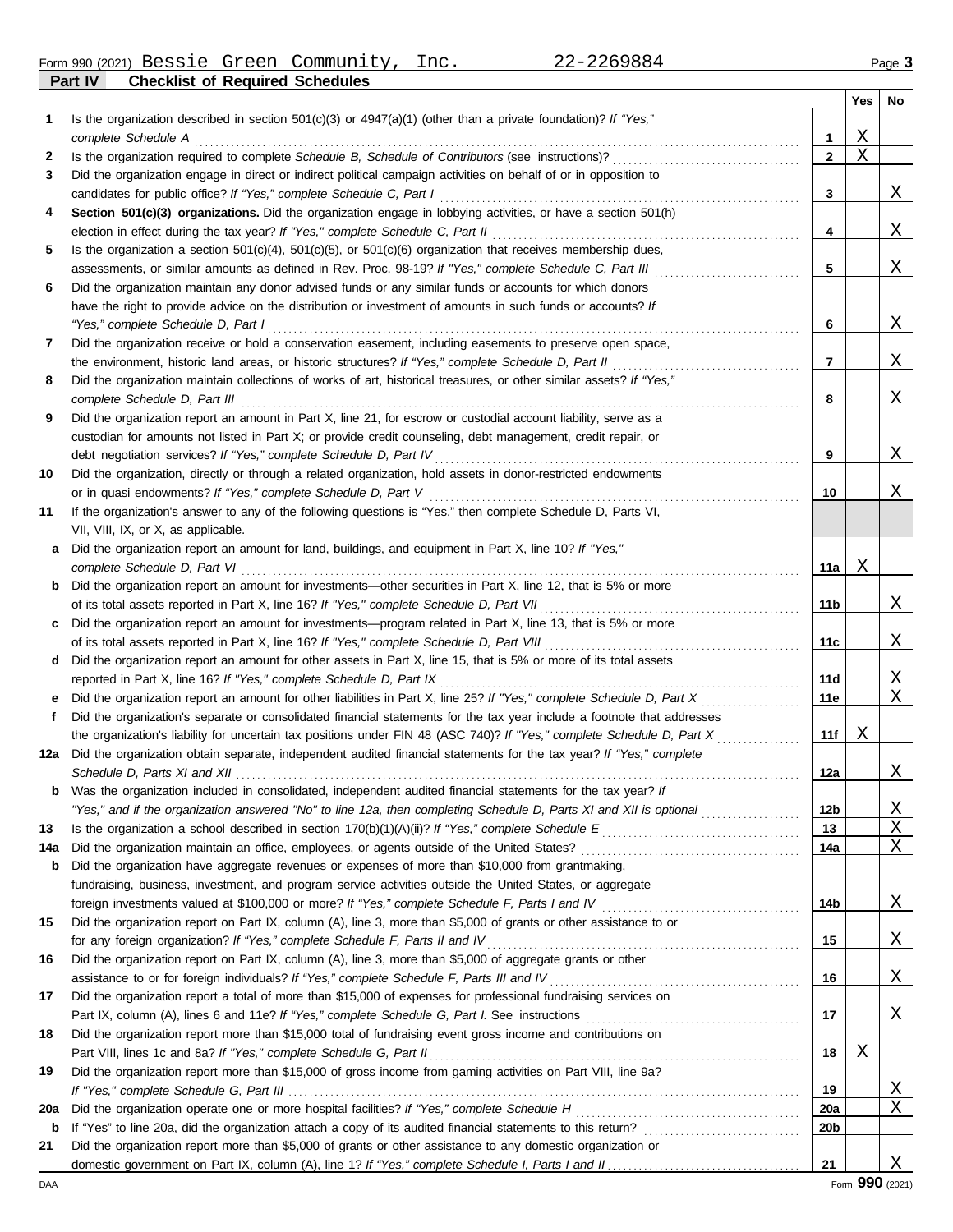Form 990 (2021) Bessie Green Community, Inc. 22-2269884 Page 3

**Part IV Checklist of Required Schedules**

| | | | Yes | No |
|---|---|---|---|---|
| 1 | Is the organization described in section 501(c)(3) or 4947(a)(1) (other than a private foundation)? *If "Yes," complete Schedule A* | 1 | X | |
| 2 | Is the organization required to complete *Schedule B, Schedule of Contributors* (see instructions)? | 2 | X | |
| 3 | Did the organization engage in direct or indirect political campaign activities on behalf of or in opposition to candidates for public office? *If "Yes," complete Schedule C, Part I* | 3 | | X |
| 4 | **Section 501(c)(3) organizations.** Did the organization engage in lobbying activities, or have a section 501(h) election in effect during the tax year? *If "Yes," complete Schedule C, Part II* | 4 | | X |
| 5 | Is the organization a section 501(c)(4), 501(c)(5), or 501(c)(6) organization that receives membership dues, assessments, or similar amounts as defined in Rev. Proc. 98-19? *If "Yes," complete Schedule C, Part III* | 5 | | X |
| 6 | Did the organization maintain any donor advised funds or any similar funds or accounts for which donors have the right to provide advice on the distribution or investment of amounts in such funds or accounts? *If "Yes," complete Schedule D, Part I* | 6 | | X |
| 7 | Did the organization receive or hold a conservation easement, including easements to preserve open space, the environment, historic land areas, or historic structures? *If "Yes," complete Schedule D, Part II* | 7 | | X |
| 8 | Did the organization maintain collections of works of art, historical treasures, or other similar assets? *If "Yes," complete Schedule D, Part III* | 8 | | X |
| 9 | Did the organization report an amount in Part X, line 21, for escrow or custodial account liability, serve as a custodian for amounts not listed in Part X; or provide credit counseling, debt management, credit repair, or debt negotiation services? *If "Yes," complete Schedule D, Part IV* | 9 | | X |
| 10 | Did the organization, directly or through a related organization, hold assets in donor-restricted endowments or in quasi endowments? *If "Yes," complete Schedule D, Part V* | 10 | | X |
| 11 | If the organization's answer to any of the following questions is "Yes," then complete Schedule D, Parts VI, VII, VIII, IX, or X, as applicable. | | | |
| a | Did the organization report an amount for land, buildings, and equipment in Part X, line 10? *If "Yes," complete Schedule D, Part VI* | 11a | X | |
| b | Did the organization report an amount for investments—other securities in Part X, line 12, that is 5% or more of its total assets reported in Part X, line 16? *If "Yes," complete Schedule D, Part VII* | 11b | | X |
| c | Did the organization report an amount for investments—program related in Part X, line 13, that is 5% or more of its total assets reported in Part X, line 16? *If "Yes," complete Schedule D, Part VIII* | 11c | | X |
| d | Did the organization report an amount for other assets in Part X, line 15, that is 5% or more of its total assets reported in Part X, line 16? *If "Yes," complete Schedule D, Part IX* | 11d | | X |
| e | Did the organization report an amount for other liabilities in Part X, line 25? *If "Yes," complete Schedule D, Part X* | 11e | | X |
| f | Did the organization's separate or consolidated financial statements for the tax year include a footnote that addresses the organization's liability for uncertain tax positions under FIN 48 (ASC 740)? *If "Yes," complete Schedule D, Part X* | 11f | X | |
| 12a | Did the organization obtain separate, independent audited financial statements for the tax year? *If "Yes," complete Schedule D, Parts XI and XII* | 12a | | X |
| b | Was the organization included in consolidated, independent audited financial statements for the tax year? *If "Yes," and if the organization answered "No" to line 12a, then completing Schedule D, Parts XI and XII is optional* | 12b | | X |
| 13 | Is the organization a school described in section 170(b)(1)(A)(ii)? *If "Yes," complete Schedule E* | 13 | | X |
| 14a | Did the organization maintain an office, employees, or agents outside of the United States? | 14a | | X |
| b | Did the organization have aggregate revenues or expenses of more than $10,000 from grantmaking, fundraising, business, investment, and program service activities outside the United States, or aggregate foreign investments valued at $100,000 or more? *If "Yes," complete Schedule F, Parts I and IV* | 14b | | X |
| 15 | Did the organization report on Part IX, column (A), line 3, more than $5,000 of grants or other assistance to or for any foreign organization? *If "Yes," complete Schedule F, Parts II and IV* | 15 | | X |
| 16 | Did the organization report on Part IX, column (A), line 3, more than $5,000 of aggregate grants or other assistance to or for foreign individuals? *If "Yes," complete Schedule F, Parts III and IV* | 16 | | X |
| 17 | Did the organization report a total of more than $15,000 of expenses for professional fundraising services on Part IX, column (A), lines 6 and 11e? *If "Yes," complete Schedule G, Part I.* See instructions | 17 | | X |
| 18 | Did the organization report more than $15,000 total of fundraising event gross income and contributions on Part VIII, lines 1c and 8a? *If "Yes," complete Schedule G, Part II* | 18 | X | |
| 19 | Did the organization report more than $15,000 of gross income from gaming activities on Part VIII, line 9a? *If "Yes," complete Schedule G, Part III* | 19 | | X |
| 20a | Did the organization operate one or more hospital facilities? *If "Yes," complete Schedule H* | 20a | | X |
| b | If "Yes" to line 20a, did the organization attach a copy of its audited financial statements to this return? | 20b | | |
| 21 | Did the organization report more than $5,000 of grants or other assistance to any domestic organization or domestic government on Part IX, column (A), line 1? *If "Yes," complete Schedule I, Parts I and II* | 21 | | X |

DAA Form **990** (2021)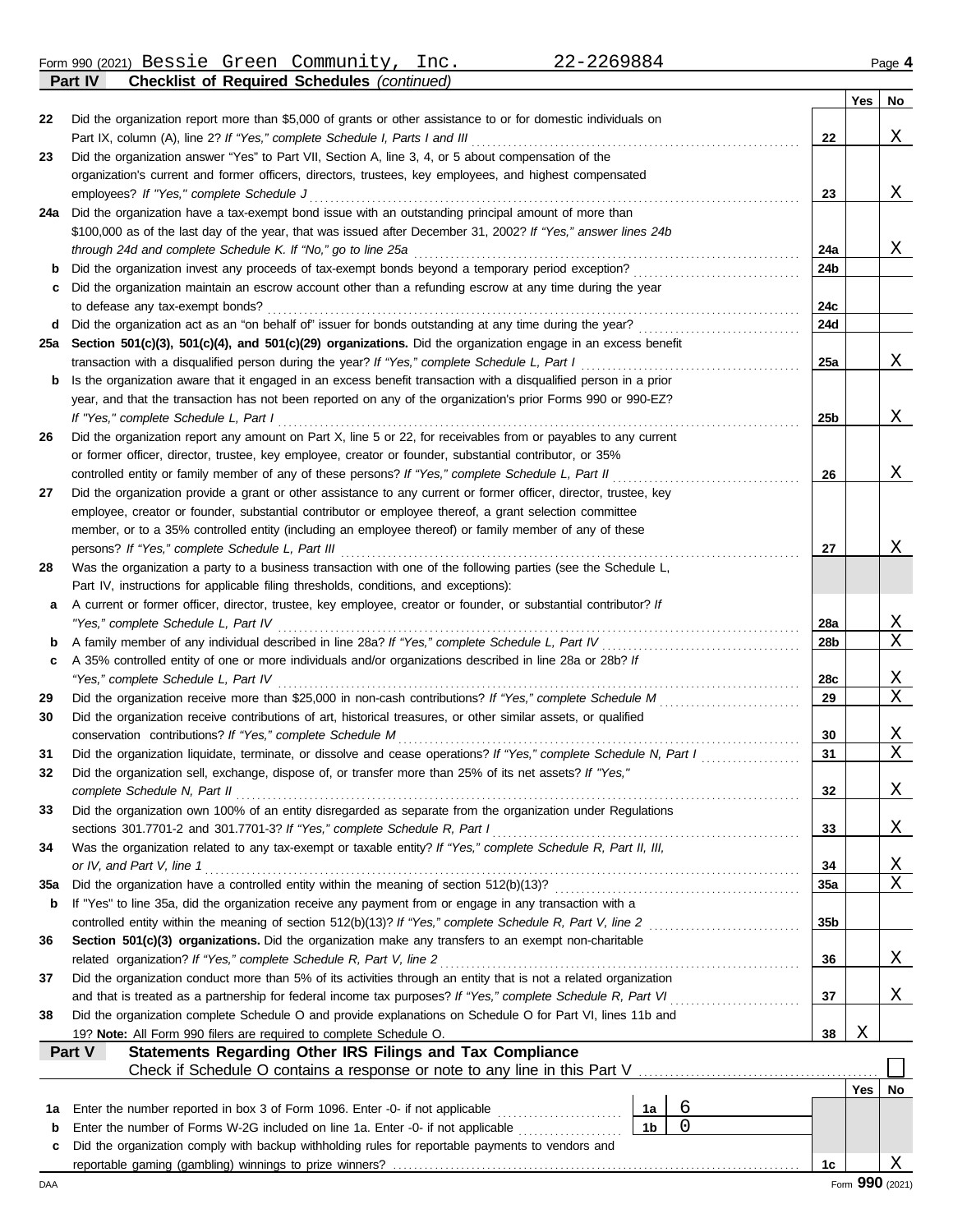Form 990 (2021) Bessie Green Community, Inc. 22-2269884

**Part IV Checklist of Required Schedules** *(continued)*

| | | | Yes | No |
|---|---|---|---|---|
| 22 | Did the organization report more than $5,000 of grants or other assistance to or for domestic individuals on Part IX, column (A), line 2? *If "Yes," complete Schedule I, Parts I and III* | 22 | | X |
| 23 | Did the organization answer "Yes" to Part VII, Section A, line 3, 4, or 5 about compensation of the organization's current and former officers, directors, trustees, key employees, and highest compensated employees? *If "Yes," complete Schedule J* | 23 | | X |
| 24a | Did the organization have a tax-exempt bond issue with an outstanding principal amount of more than $100,000 as of the last day of the year, that was issued after December 31, 2002? *If "Yes," answer lines 24b through 24d and complete Schedule K. If "No," go to line 25a* | 24a | | X |
| b | Did the organization invest any proceeds of tax-exempt bonds beyond a temporary period exception? | 24b | | |
| c | Did the organization maintain an escrow account other than a refunding escrow at any time during the year to defease any tax-exempt bonds? | 24c | | |
| d | Did the organization act as an "on behalf of" issuer for bonds outstanding at any time during the year? | 24d | | |
| 25a | **Section 501(c)(3), 501(c)(4), and 501(c)(29) organizations.** Did the organization engage in an excess benefit transaction with a disqualified person during the year? *If "Yes," complete Schedule L, Part I* | 25a | | X |
| b | Is the organization aware that it engaged in an excess benefit transaction with a disqualified person in a prior year, and that the transaction has not been reported on any of the organization's prior Forms 990 or 990-EZ? *If "Yes," complete Schedule L, Part I* | 25b | | X |
| 26 | Did the organization report any amount on Part X, line 5 or 22, for receivables from or payables to any current or former officer, director, trustee, key employee, creator or founder, substantial contributor, or 35% controlled entity or family member of any of these persons? *If "Yes," complete Schedule L, Part II* | 26 | | X |
| 27 | Did the organization provide a grant or other assistance to any current or former officer, director, trustee, key employee, creator or founder, substantial contributor or employee thereof, a grant selection committee member, or to a 35% controlled entity (including an employee thereof) or family member of any of these persons? *If "Yes," complete Schedule L, Part III* | 27 | | X |
| 28 | Was the organization a party to a business transaction with one of the following parties (see the Schedule L, Part IV, instructions for applicable filing thresholds, conditions, and exceptions): | | | |
| a | A current or former officer, director, trustee, key employee, creator or founder, or substantial contributor? *If "Yes," complete Schedule L, Part IV* | 28a | | X |
| b | A family member of any individual described in line 28a? *If "Yes," complete Schedule L, Part IV* | 28b | | X |
| c | A 35% controlled entity of one or more individuals and/or organizations described in line 28a or 28b? *If "Yes," complete Schedule L, Part IV* | 28c | | X |
| 29 | Did the organization receive more than $25,000 in non-cash contributions? *If "Yes," complete Schedule M* | 29 | | X |
| 30 | Did the organization receive contributions of art, historical treasures, or other similar assets, or qualified conservation contributions? *If "Yes," complete Schedule M* | 30 | | X |
| 31 | Did the organization liquidate, terminate, or dissolve and cease operations? *If "Yes," complete Schedule N, Part I* | 31 | | X |
| 32 | Did the organization sell, exchange, dispose of, or transfer more than 25% of its net assets? *If "Yes," complete Schedule N, Part II* | 32 | | X |
| 33 | Did the organization own 100% of an entity disregarded as separate from the organization under Regulations sections 301.7701-2 and 301.7701-3? *If "Yes," complete Schedule R, Part I* | 33 | | X |
| 34 | Was the organization related to any tax-exempt or taxable entity? *If "Yes," complete Schedule R, Part II, III, or IV, and Part V, line 1* | 34 | | X |
| 35a | Did the organization have a controlled entity within the meaning of section 512(b)(13)? | 35a | | X |
| b | If "Yes" to line 35a, did the organization receive any payment from or engage in any transaction with a controlled entity within the meaning of section 512(b)(13)? *If "Yes," complete Schedule R, Part V, line 2* | 35b | | |
| 36 | **Section 501(c)(3) organizations.** Did the organization make any transfers to an exempt non-charitable related organization? *If "Yes," complete Schedule R, Part V, line 2* | 36 | | X |
| 37 | Did the organization conduct more than 5% of its activities through an entity that is not a related organization and that is treated as a partnership for federal income tax purposes? *If "Yes," complete Schedule R, Part VI* | 37 | | X |
| 38 | Did the organization complete Schedule O and provide explanations on Schedule O for Part VI, lines 11b and 19? **Note:** All Form 990 filers are required to complete Schedule O. | 38 | X | |

**Part V Statements Regarding Other IRS Filings and Tax Compliance**

Check if Schedule O contains a response or note to any line in this Part V ☐

| | | | | | Yes | No |
|---|---|---|---|---|---|---|
| 1a | Enter the number reported in box 3 of Form 1096. Enter -0- if not applicable | 1a | 6 | | | |
| b | Enter the number of Forms W-2G included on line 1a. Enter -0- if not applicable | 1b | 0 | | | |
| c | Did the organization comply with backup withholding rules for reportable payments to vendors and reportable gaming (gambling) winnings to prize winners? | | | 1c | | X |

Form **990** (2021)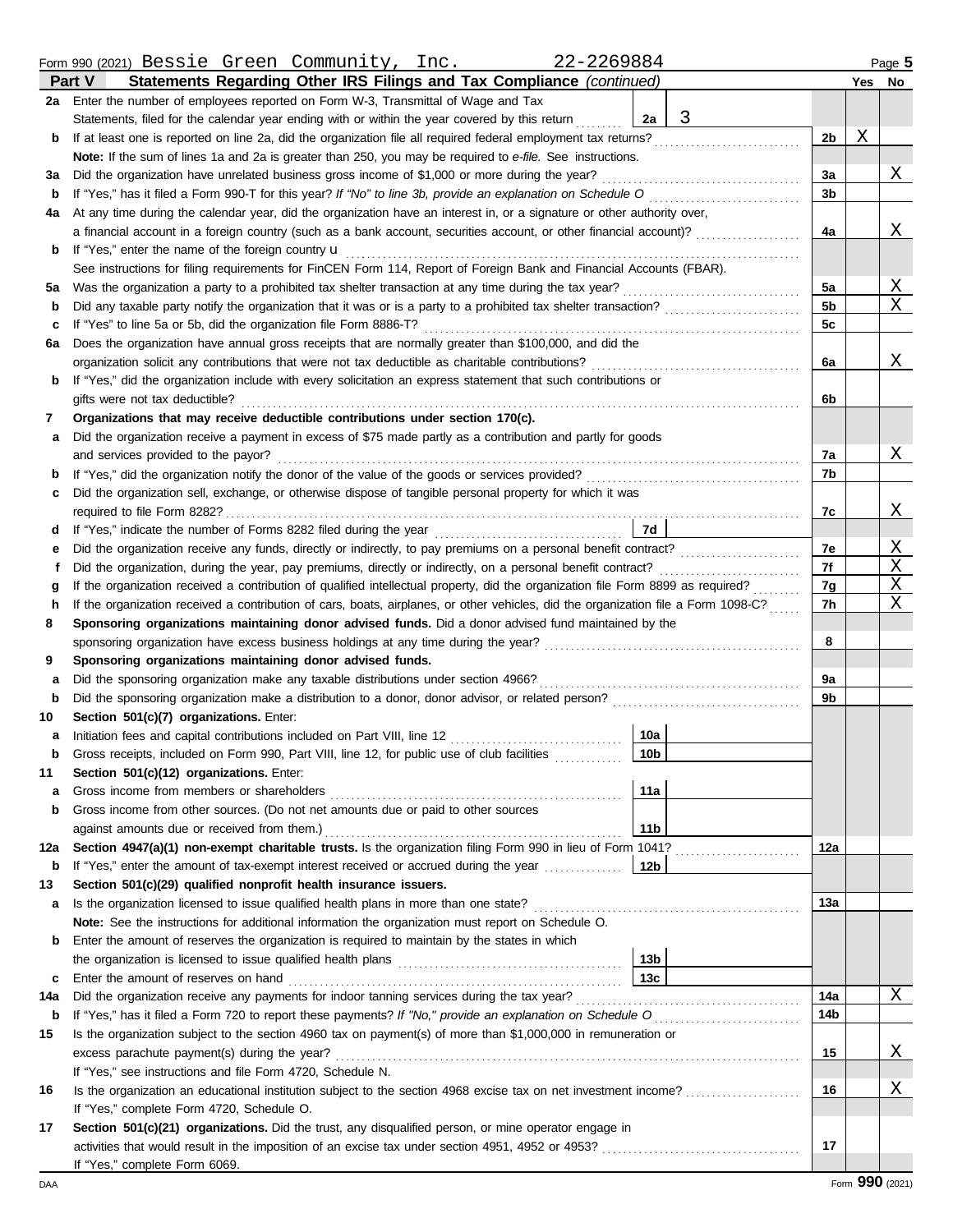Form 990 (2021) Bessie Green Community, Inc. 22-2269884 Page 5

## Part V Statements Regarding Other IRS Filings and Tax Compliance *(continued)*

| | | | | | Yes | No |
|---|---|---|---|---|---|---|
| **2a** | Enter the number of employees reported on Form W-3, Transmittal of Wage and Tax Statements, filed for the calendar year ending with or within the year covered by this return | 2a | 3 | | | |
| **b** | If at least one is reported on line 2a, did the organization file all required federal employment tax returns? | | | 2b | X | |
| | **Note:** If the sum of lines 1a and 2a is greater than 250, you may be required to *e-file.* See instructions. | | | | | |
| **3a** | Did the organization have unrelated business gross income of $1,000 or more during the year? | | | 3a | | X |
| **b** | If "Yes," has it filed a Form 990-T for this year? *If "No" to line 3b, provide an explanation on Schedule O* | | | 3b | | |
| **4a** | At any time during the calendar year, did the organization have an interest in, or a signature or other authority over, a financial account in a foreign country (such as a bank account, securities account, or other financial account)? | | | 4a | | X |
| **b** | If "Yes," enter the name of the foreign country u | | | | | |
| | See instructions for filing requirements for FinCEN Form 114, Report of Foreign Bank and Financial Accounts (FBAR). | | | | | |
| **5a** | Was the organization a party to a prohibited tax shelter transaction at any time during the tax year? | | | 5a | | X |
| **b** | Did any taxable party notify the organization that it was or is a party to a prohibited tax shelter transaction? | | | 5b | | X |
| **c** | If "Yes" to line 5a or 5b, did the organization file Form 8886-T? | | | 5c | | |
| **6a** | Does the organization have annual gross receipts that are normally greater than $100,000, and did the organization solicit any contributions that were not tax deductible as charitable contributions? | | | 6a | | X |
| **b** | If "Yes," did the organization include with every solicitation an express statement that such contributions or gifts were not tax deductible? | | | 6b | | |
| **7** | **Organizations that may receive deductible contributions under section 170(c).** | | | | | |
| **a** | Did the organization receive a payment in excess of $75 made partly as a contribution and partly for goods and services provided to the payor? | | | 7a | | X |
| **b** | If "Yes," did the organization notify the donor of the value of the goods or services provided? | | | 7b | | |
| **c** | Did the organization sell, exchange, or otherwise dispose of tangible personal property for which it was required to file Form 8282? | | | 7c | | X |
| **d** | If "Yes," indicate the number of Forms 8282 filed during the year | 7d | | | | |
| **e** | Did the organization receive any funds, directly or indirectly, to pay premiums on a personal benefit contract? | | | 7e | | X |
| **f** | Did the organization, during the year, pay premiums, directly or indirectly, on a personal benefit contract? | | | 7f | | X |
| **g** | If the organization received a contribution of qualified intellectual property, did the organization file Form 8899 as required? | | | 7g | | X |
| **h** | If the organization received a contribution of cars, boats, airplanes, or other vehicles, did the organization file a Form 1098-C? | | | 7h | | X |
| **8** | **Sponsoring organizations maintaining donor advised funds.** Did a donor advised fund maintained by the sponsoring organization have excess business holdings at any time during the year? | | | 8 | | |
| **9** | **Sponsoring organizations maintaining donor advised funds.** | | | | | |
| **a** | Did the sponsoring organization make any taxable distributions under section 4966? | | | 9a | | |
| **b** | Did the sponsoring organization make a distribution to a donor, donor advisor, or related person? | | | 9b | | |
| **10** | **Section 501(c)(7) organizations.** Enter: | | | | | |
| **a** | Initiation fees and capital contributions included on Part VIII, line 12 | 10a | | | | |
| **b** | Gross receipts, included on Form 990, Part VIII, line 12, for public use of club facilities | 10b | | | | |
| **11** | **Section 501(c)(12) organizations.** Enter: | | | | | |
| **a** | Gross income from members or shareholders | 11a | | | | |
| **b** | Gross income from other sources. (Do not net amounts due or paid to other sources against amounts due or received from them.) | 11b | | | | |
| **12a** | **Section 4947(a)(1) non-exempt charitable trusts.** Is the organization filing Form 990 in lieu of Form 1041? | | | 12a | | |
| **b** | If "Yes," enter the amount of tax-exempt interest received or accrued during the year | 12b | | | | |
| **13** | **Section 501(c)(29) qualified nonprofit health insurance issuers.** | | | | | |
| **a** | Is the organization licensed to issue qualified health plans in more than one state? | | | 13a | | |
| | **Note:** See the instructions for additional information the organization must report on Schedule O. | | | | | |
| **b** | Enter the amount of reserves the organization is required to maintain by the states in which the organization is licensed to issue qualified health plans | 13b | | | | |
| **c** | Enter the amount of reserves on hand | 13c | | | | |
| **14a** | Did the organization receive any payments for indoor tanning services during the tax year? | | | 14a | | X |
| **b** | If "Yes," has it filed a Form 720 to report these payments? *If "No," provide an explanation on Schedule O* | | | 14b | | |
| **15** | Is the organization subject to the section 4960 tax on payment(s) of more than $1,000,000 in remuneration or excess parachute payment(s) during the year? | | | 15 | | X |
| | If "Yes," see instructions and file Form 4720, Schedule N. | | | | | |
| **16** | Is the organization an educational institution subject to the section 4968 excise tax on net investment income? | | | 16 | | X |
| | If "Yes," complete Form 4720, Schedule O. | | | | | |
| **17** | **Section 501(c)(21) organizations.** Did the trust, any disqualified person, or mine operator engage in activities that would result in the imposition of an excise tax under section 4951, 4952 or 4953? | | | 17 | | |
| | If "Yes," complete Form 6069. | | | | | |

DAA Form **990** (2021)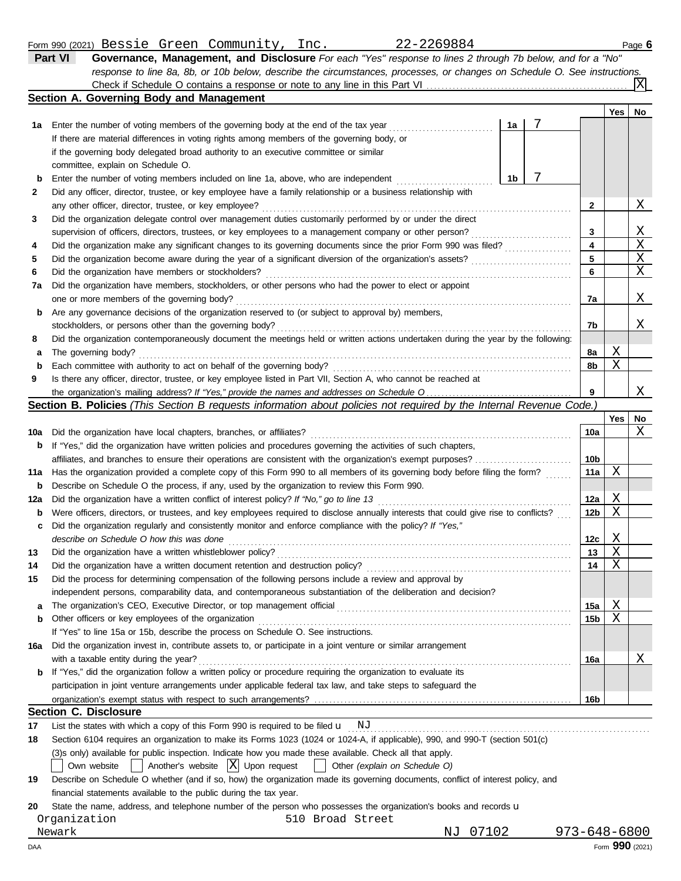Form 990 (2021) Bessie Green Community, Inc. 22-2269884

**Part VI Governance, Management, and Disclosure** *For each "Yes" response to lines 2 through 7b below, and for a "No" response to line 8a, 8b, or 10b below, describe the circumstances, processes, or changes on Schedule O. See instructions.*

Check if Schedule O contains a response or note to any line in this Part VI ... [X]

## Section A. Governing Body and Management

| | | | Yes | No |
|---|---|---|---|---|
| 1a | Enter the number of voting members of the governing body at the end of the tax year ... 1a: 7 <br> If there are material differences in voting rights among members of the governing body, or if the governing body delegated broad authority to an executive committee or similar committee, explain on Schedule O. | | | |
| b | Enter the number of voting members included on line 1a, above, who are independent ... 1b: 7 | | | |
| 2 | Did any officer, director, trustee, or key employee have a family relationship or a business relationship with any other officer, director, trustee, or key employee? | 2 | | X |
| 3 | Did the organization delegate control over management duties customarily performed by or under the direct supervision of officers, directors, trustees, or key employees to a management company or other person? | 3 | | X |
| 4 | Did the organization make any significant changes to its governing documents since the prior Form 990 was filed? | 4 | | X |
| 5 | Did the organization become aware during the year of a significant diversion of the organization's assets? | 5 | | X |
| 6 | Did the organization have members or stockholders? | 6 | | X |
| 7a | Did the organization have members, stockholders, or other persons who had the power to elect or appoint one or more members of the governing body? | 7a | | X |
| b | Are any governance decisions of the organization reserved to (or subject to approval by) members, stockholders, or persons other than the governing body? | 7b | | X |
| 8 | Did the organization contemporaneously document the meetings held or written actions undertaken during the year by the following: | | | |
| a | The governing body? | 8a | X | |
| b | Each committee with authority to act on behalf of the governing body? | 8b | X | |
| 9 | Is there any officer, director, trustee, or key employee listed in Part VII, Section A, who cannot be reached at the organization's mailing address? *If "Yes," provide the names and addresses on Schedule O* | 9 | | X |

## Section B. Policies *(This Section B requests information about policies not required by the Internal Revenue Code.)*

| | | | Yes | No |
|---|---|---|---|---|
| 10a | Did the organization have local chapters, branches, or affiliates? | 10a | | X |
| b | If "Yes," did the organization have written policies and procedures governing the activities of such chapters, affiliates, and branches to ensure their operations are consistent with the organization's exempt purposes? | 10b | | |
| 11a | Has the organization provided a complete copy of this Form 990 to all members of its governing body before filing the form? | 11a | X | |
| b | Describe on Schedule O the process, if any, used by the organization to review this Form 990. | | | |
| 12a | Did the organization have a written conflict of interest policy? *If "No," go to line 13* | 12a | X | |
| b | Were officers, directors, or trustees, and key employees required to disclose annually interests that could give rise to conflicts? | 12b | X | |
| c | Did the organization regularly and consistently monitor and enforce compliance with the policy? *If "Yes," describe on Schedule O how this was done* | 12c | X | |
| 13 | Did the organization have a written whistleblower policy? | 13 | X | |
| 14 | Did the organization have a written document retention and destruction policy? | 14 | X | |
| 15 | Did the process for determining compensation of the following persons include a review and approval by independent persons, comparability data, and contemporaneous substantiation of the deliberation and decision? | | | |
| a | The organization's CEO, Executive Director, or top management official | 15a | X | |
| b | Other officers or key employees of the organization | 15b | X | |
| | If "Yes" to line 15a or 15b, describe the process on Schedule O. See instructions. | | | |
| 16a | Did the organization invest in, contribute assets to, or participate in a joint venture or similar arrangement with a taxable entity during the year? | 16a | | X |
| b | If "Yes," did the organization follow a written policy or procedure requiring the organization to evaluate its participation in joint venture arrangements under applicable federal tax law, and take steps to safeguard the organization's exempt status with respect to such arrangements? | 16b | | |

## Section C. Disclosure

17 List the states with which a copy of this Form 990 is required to be filed: NJ

18 Section 6104 requires an organization to make its Forms 1023 (1024 or 1024-A, if applicable), 990, and 990-T (section 501(c)(3)s only) available for public inspection. Indicate how you made these available. Check all that apply.

[ ] Own website [ ] Another's website [X] Upon request [ ] Other *(explain on Schedule O)*

19 Describe on Schedule O whether (and if so, how) the organization made its governing documents, conflict of interest policy, and financial statements available to the public during the tax year.

20 State the name, address, and telephone number of the person who possesses the organization's books and records:

Organization, 510 Broad Street, Newark NJ 07102, 973-648-6800

Form **990** (2021)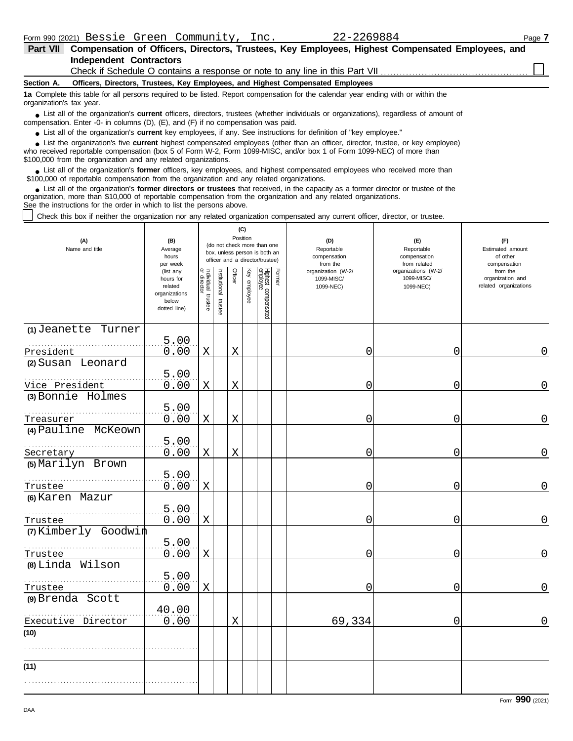Form 990 (2021) Bessie Green Community, Inc. 22-2269884

**Part VII Compensation of Officers, Directors, Trustees, Key Employees, Highest Compensated Employees, and Independent Contractors**

Check if Schedule O contains a response or note to any line in this Part VII ☐

**Section A. Officers, Directors, Trustees, Key Employees, and Highest Compensated Employees**

**1a** Complete this table for all persons required to be listed. Report compensation for the calendar year ending with or within the organization's tax year.

- List all of the organization's **current** officers, directors, trustees (whether individuals or organizations), regardless of amount of compensation. Enter -0- in columns (D), (E), and (F) if no compensation was paid.
- List all of the organization's **current** key employees, if any. See instructions for definition of "key employee."
- List the organization's five **current** highest compensated employees (other than an officer, director, trustee, or key employee) who received reportable compensation (box 5 of Form W-2, Form 1099-MISC, and/or box 1 of Form 1099-NEC) of more than $100,000 from the organization and any related organizations.
- List all of the organization's **former** officers, key employees, and highest compensated employees who received more than $100,000 of reportable compensation from the organization and any related organizations.
- List all of the organization's **former directors or trustees** that received, in the capacity as a former director or trustee of the organization, more than $10,000 of reportable compensation from the organization and any related organizations.

See the instructions for the order in which to list the persons above.

☐ Check this box if neither the organization nor any related organization compensated any current officer, director, or trustee.

| (A) Name and title | (B) Average hours per week (list any hours for related organizations below dotted line) | (C) Position: Individual trustee or director | Institutional trustee | Officer | Key employee | Highest compensated employee | Former | (D) Reportable compensation from the organization (W-2/1099-MISC/1099-NEC) | (E) Reportable compensation from related organizations (W-2/1099-MISC/1099-NEC) | (F) Estimated amount of other compensation from the organization and related organizations |
|---|---|---|---|---|---|---|---|---|---|---|
| (1) Jeanette Turner<br>President | 5.00<br>0.00 | X | | X | | | | 0 | 0 | 0 |
| (2) Susan Leonard<br>Vice President | 5.00<br>0.00 | X | | X | | | | 0 | 0 | 0 |
| (3) Bonnie Holmes<br>Treasurer | 5.00<br>0.00 | X | | X | | | | 0 | 0 | 0 |
| (4) Pauline McKeown<br>Secretary | 5.00<br>0.00 | X | | X | | | | 0 | 0 | 0 |
| (5) Marilyn Brown<br>Trustee | 5.00<br>0.00 | X | | | | | | 0 | 0 | 0 |
| (6) Karen Mazur<br>Trustee | 5.00<br>0.00 | X | | | | | | 0 | 0 | 0 |
| (7) Kimberly Goodwin<br>Trustee | 5.00<br>0.00 | X | | | | | | 0 | 0 | 0 |
| (8) Linda Wilson<br>Trustee | 5.00<br>0.00 | X | | | | | | 0 | 0 | 0 |
| (9) Brenda Scott<br>Executive Director | 40.00<br>0.00 | | | X | | | | 69,334 | 0 | 0 |
| (10) | | | | | | | | | | |
| (11) | | | | | | | | | | |

Form **990** (2021)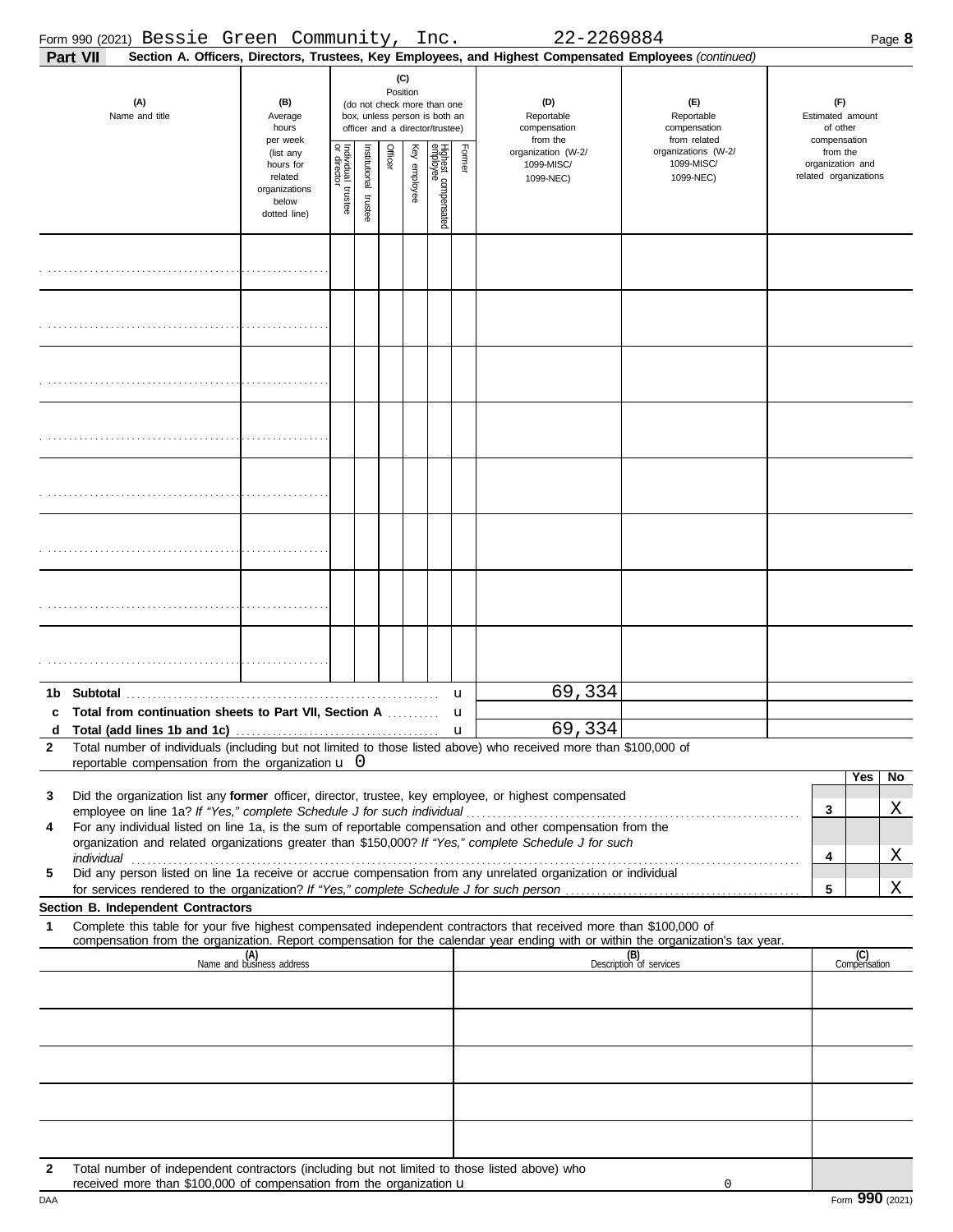Form 990 (2021) Bessie Green Community, Inc. 22-2269884 Page 8

**Part VII** **Section A. Officers, Directors, Trustees, Key Employees, and Highest Compensated Employees** *(continued)*

| (A) Name and title | (B) Average hours per week (list any hours for related organizations below dotted line) | (C) Position (do not check more than one box, unless person is both an officer and a director/trustee) Individual trustee or director | Institutional trustee | Officer | Key employee | Highest compensated employee | Former | (D) Reportable compensation from the organization (W-2/ 1099-MISC/ 1099-NEC) | (E) Reportable compensation from related organizations (W-2/ 1099-MISC/ 1099-NEC) | (F) Estimated amount of other compensation from the organization and related organizations |
|---|---|---|---|---|---|---|---|---|---|---|
| | | | | | | | | | | |
| | | | | | | | | | | |
| | | | | | | | | | | |
| | | | | | | | | | | |
| | | | | | | | | | | |
| | | | | | | | | | | |
| | | | | | | | | | | |
| | | | | | | | | | | |

| | | (D) | (E) | (F) |
|---|---|---|---|---|
| **1b** | **Subtotal** | 69,334 | | |
| **c** | **Total from continuation sheets to Part VII, Section A** | | | |
| **d** | **Total (add lines 1b and 1c)** | 69,334 | | |

**2** Total number of individuals (including but not limited to those listed above) who received more than $100,000 of reportable compensation from the organization u 0

| | | | Yes | No |
|---|---|---|---|---|
| **3** | Did the organization list any **former** officer, director, trustee, key employee, or highest compensated employee on line 1a? *If "Yes," complete Schedule J for such individual* | **3** | | X |
| **4** | For any individual listed on line 1a, is the sum of reportable compensation and other compensation from the organization and related organizations greater than $150,000? *If "Yes," complete Schedule J for such individual* | **4** | | X |
| **5** | Did any person listed on line 1a receive or accrue compensation from any unrelated organization or individual for services rendered to the organization? *If "Yes," complete Schedule J for such person* | **5** | | X |

**Section B. Independent Contractors**

**1** Complete this table for your five highest compensated independent contractors that received more than $100,000 of compensation from the organization. Report compensation for the calendar year ending with or within the organization's tax year.

| (A) Name and business address | (B) Description of services | (C) Compensation |
|---|---|---|
| | | |
| | | |
| | | |
| | | |
| | | |

**2** Total number of independent contractors (including but not limited to those listed above) who received more than $100,000 of compensation from the organization u 0

DAA Form **990** (2021)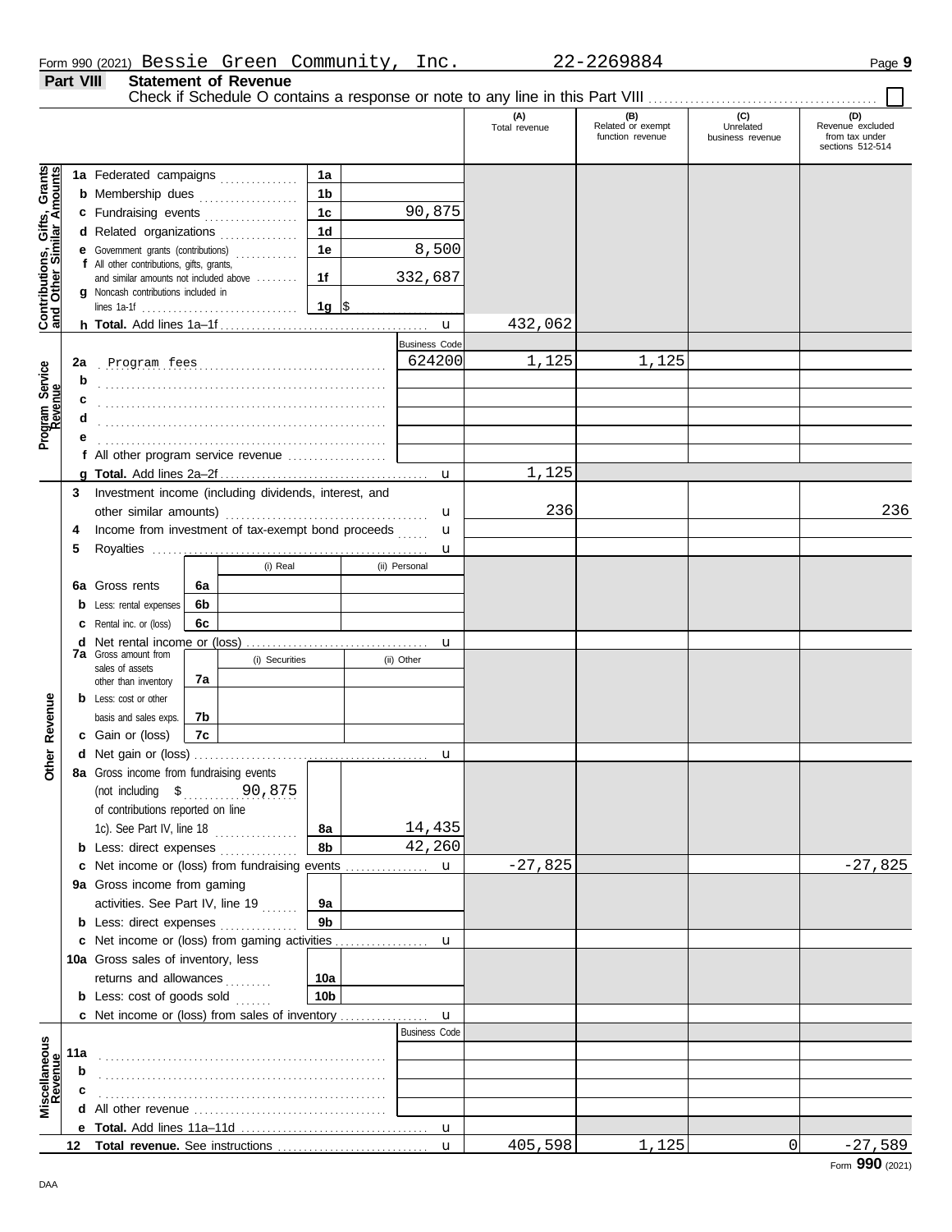Form 990 (2021) Bessie Green Community, Inc. 22-2269884 Page 9

**Part VIII Statement of Revenue**

Check if Schedule O contains a response or note to any line in this Part VIII ☐

| | | | | (A) Total revenue | (B) Related or exempt function revenue | (C) Unrelated business revenue | (D) Revenue excluded from tax under sections 512-514 |
|---|---|---|---|---|---|---|---|
| **Contributions, Gifts, Grants and Other Similar Amounts** | 1a Federated campaigns | 1a | | | | | |
| | b Membership dues | 1b | | | | | |
| | c Fundraising events | 1c | 90,875 | | | | |
| | d Related organizations | 1d | | | | | |
| | e Government grants (contributions) | 1e | 8,500 | | | | |
| | f All other contributions, gifts, grants, and similar amounts not included above | 1f | 332,687 | | | | |
| | g Noncash contributions included in lines 1a-1f | 1g | $ | | | | |
| | h **Total.** Add lines 1a–1f | | u | 432,062 | | | |
| **Program Service Revenue** | | | Business Code | | | | |
| | 2a Program fees | | 624200 | 1,125 | 1,125 | | |
| | b | | | | | | |
| | c | | | | | | |
| | d | | | | | | |
| | e | | | | | | |
| | f All other program service revenue | | | | | | |
| | g **Total.** Add lines 2a–2f | | u | 1,125 | | | |
| | 3 Investment income (including dividends, interest, and other similar amounts) | | u | 236 | | | 236 |
| | 4 Income from investment of tax-exempt bond proceeds | | u | | | | |
| | 5 Royalties | | u | | | | |
| | | (i) Real | (ii) Personal | | | | |
| | 6a Gross rents | 6a | | | | | |
| | b Less: rental expenses | 6b | | | | | |
| | c Rental inc. or (loss) | 6c | | | | | |
| | d Net rental income or (loss) | | u | | | | |
| | | (i) Securities | (ii) Other | | | | |
| | 7a Gross amount from sales of assets other than inventory | 7a | | | | | |
| | b Less: cost or other basis and sales exps. | 7b | | | | | |
| | c Gain or (loss) | 7c | | | | | |
| **Other Revenue** | d Net gain or (loss) | | u | | | | |
| | 8a Gross income from fundraising events (not including $ 90,875 of contributions reported on line 1c). See Part IV, line 18 | 8a | 14,435 | | | | |
| | b Less: direct expenses | 8b | 42,260 | | | | |
| | c Net income or (loss) from fundraising events | | u | -27,825 | | | -27,825 |
| | 9a Gross income from gaming activities. See Part IV, line 19 | 9a | | | | | |
| | b Less: direct expenses | 9b | | | | | |
| | c Net income or (loss) from gaming activities | | u | | | | |
| | 10a Gross sales of inventory, less returns and allowances | 10a | | | | | |
| | b Less: cost of goods sold | 10b | | | | | |
| | c Net income or (loss) from sales of inventory | | u | | | | |
| **Miscellaneous Revenue** | | | Business Code | | | | |
| | 11a | | | | | | |
| | b | | | | | | |
| | c | | | | | | |
| | d All other revenue | | | | | | |
| | e **Total.** Add lines 11a–11d | | u | | | | |
| | 12 **Total revenue.** See instructions | | u | 405,598 | 1,125 | 0 | -27,589 |

Form **990** (2021)

DAA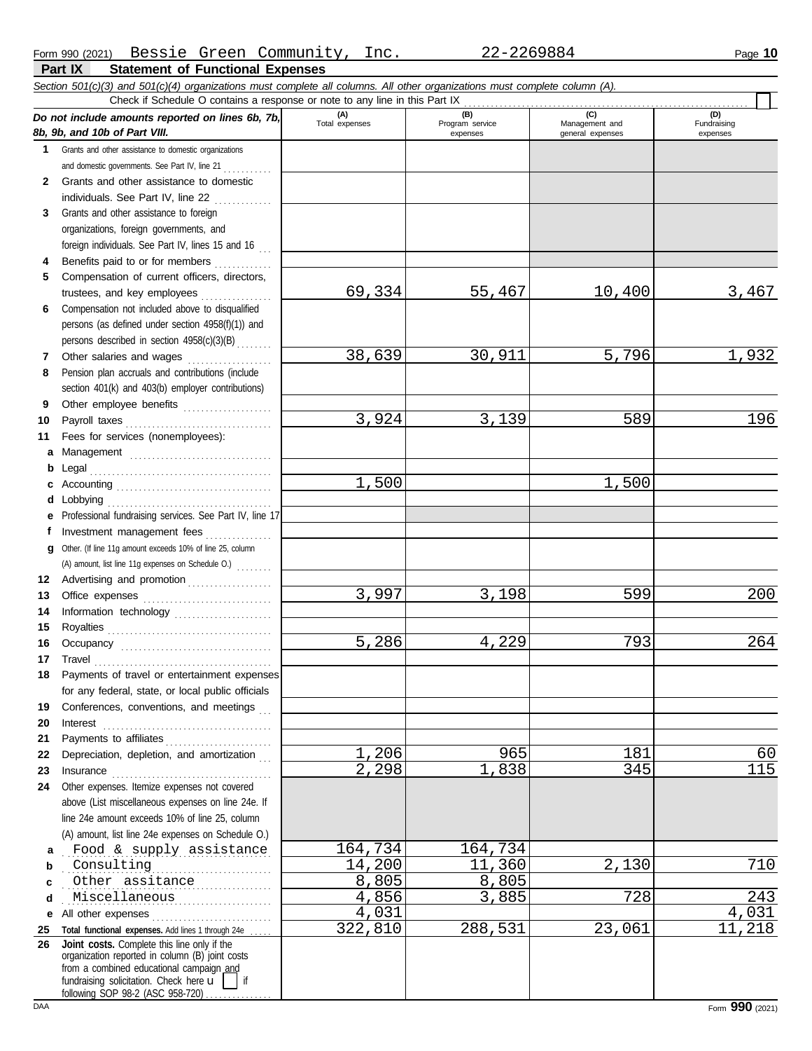Form 990 (2021) Bessie Green Community, Inc. 22-2269884

## Part IX Statement of Functional Expenses

*Section 501(c)(3) and 501(c)(4) organizations must complete all columns. All other organizations must complete column (A).*

Check if Schedule O contains a response or note to any line in this Part IX

| *Do not include amounts reported on lines 6b, 7b, 8b, 9b, and 10b of Part VIII.* | (A) Total expenses | (B) Program service expenses | (C) Management and general expenses | (D) Fundraising expenses |
|---|---|---|---|---|
| 1 Grants and other assistance to domestic organizations and domestic governments. See Part IV, line 21 | | | | |
| 2 Grants and other assistance to domestic individuals. See Part IV, line 22 | | | | |
| 3 Grants and other assistance to foreign organizations, foreign governments, and foreign individuals. See Part IV, lines 15 and 16 | | | | |
| 4 Benefits paid to or for members | | | | |
| 5 Compensation of current officers, directors, trustees, and key employees | 69,334 | 55,467 | 10,400 | 3,467 |
| 6 Compensation not included above to disqualified persons (as defined under section 4958(f)(1)) and persons described in section 4958(c)(3)(B) | | | | |
| 7 Other salaries and wages | 38,639 | 30,911 | 5,796 | 1,932 |
| 8 Pension plan accruals and contributions (include section 401(k) and 403(b) employer contributions) | | | | |
| 9 Other employee benefits | | | | |
| 10 Payroll taxes | 3,924 | 3,139 | 589 | 196 |
| 11 Fees for services (nonemployees): | | | | |
| a Management | | | | |
| b Legal | | | | |
| c Accounting | 1,500 | | 1,500 | |
| d Lobbying | | | | |
| e Professional fundraising services. See Part IV, line 17 | | | | |
| f Investment management fees | | | | |
| g Other. (If line 11g amount exceeds 10% of line 25, column (A) amount, list line 11g expenses on Schedule O.) | | | | |
| 12 Advertising and promotion | | | | |
| 13 Office expenses | 3,997 | 3,198 | 599 | 200 |
| 14 Information technology | | | | |
| 15 Royalties | | | | |
| 16 Occupancy | 5,286 | 4,229 | 793 | 264 |
| 17 Travel | | | | |
| 18 Payments of travel or entertainment expenses for any federal, state, or local public officials | | | | |
| 19 Conferences, conventions, and meetings | | | | |
| 20 Interest | | | | |
| 21 Payments to affiliates | | | | |
| 22 Depreciation, depletion, and amortization | 1,206 | 965 | 181 | 60 |
| 23 Insurance | 2,298 | 1,838 | 345 | 115 |
| 24 Other expenses. Itemize expenses not covered above (List miscellaneous expenses on line 24e. If line 24e amount exceeds 10% of line 25, column (A) amount, list line 24e expenses on Schedule O.) | | | | |
| a Food & supply assistance | 164,734 | 164,734 | | |
| b Consulting | 14,200 | 11,360 | 2,130 | 710 |
| c Other assitance | 8,805 | 8,805 | | |
| d Miscellaneous | 4,856 | 3,885 | 728 | 243 |
| e All other expenses | 4,031 | | | 4,031 |
| 25 **Total functional expenses.** Add lines 1 through 24e | 322,810 | 288,531 | 23,061 | 11,218 |
| 26 **Joint costs.** Complete this line only if the organization reported in column (B) joint costs from a combined educational campaign and fundraising solicitation. Check here ☐ if following SOP 98-2 (ASC 958-720) | | | | |

Form **990** (2021)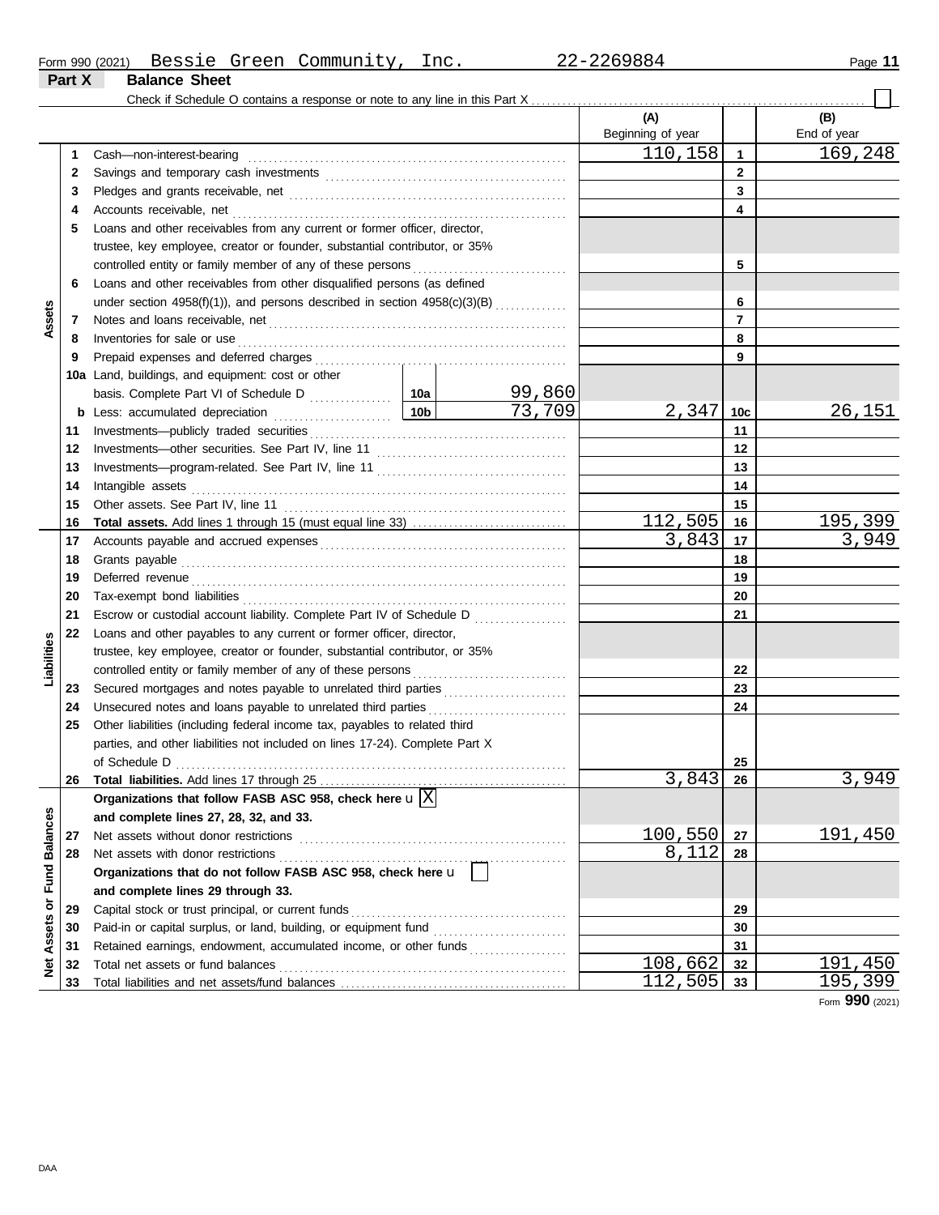Form 990 (2021) Bessie Green Community, Inc. 22-2269884

## Part X Balance Sheet

Check if Schedule O contains a response or note to any line in this Part X ☐

| | | | | (A) Beginning of year | | (B) End of year |
|---|---|---|---|---|---|---|
| **Assets** | 1 | Cash—non-interest-bearing | | 110,158 | 1 | 169,248 |
| | 2 | Savings and temporary cash investments | | | 2 | |
| | 3 | Pledges and grants receivable, net | | | 3 | |
| | 4 | Accounts receivable, net | | | 4 | |
| | 5 | Loans and other receivables from any current or former officer, director, trustee, key employee, creator or founder, substantial contributor, or 35% controlled entity or family member of any of these persons | | | 5 | |
| | 6 | Loans and other receivables from other disqualified persons (as defined under section 4958(f)(1)), and persons described in section 4958(c)(3)(B) | | | 6 | |
| | 7 | Notes and loans receivable, net | | | 7 | |
| | 8 | Inventories for sale or use | | | 8 | |
| | 9 | Prepaid expenses and deferred charges | | | 9 | |
| | 10a | Land, buildings, and equipment: cost or other basis. Complete Part VI of Schedule D | 10a 99,860 | | | |
| | b | Less: accumulated depreciation | 10b 73,709 | 2,347 | 10c | 26,151 |
| | 11 | Investments—publicly traded securities | | | 11 | |
| | 12 | Investments—other securities. See Part IV, line 11 | | | 12 | |
| | 13 | Investments—program-related. See Part IV, line 11 | | | 13 | |
| | 14 | Intangible assets | | | 14 | |
| | 15 | Other assets. See Part IV, line 11 | | | 15 | |
| | 16 | **Total assets.** Add lines 1 through 15 (must equal line 33) | | 112,505 | 16 | 195,399 |
| **Liabilities** | 17 | Accounts payable and accrued expenses | | 3,843 | 17 | 3,949 |
| | 18 | Grants payable | | | 18 | |
| | 19 | Deferred revenue | | | 19 | |
| | 20 | Tax-exempt bond liabilities | | | 20 | |
| | 21 | Escrow or custodial account liability. Complete Part IV of Schedule D | | | 21 | |
| | 22 | Loans and other payables to any current or former officer, director, trustee, key employee, creator or founder, substantial contributor, or 35% controlled entity or family member of any of these persons | | | 22 | |
| | 23 | Secured mortgages and notes payable to unrelated third parties | | | 23 | |
| | 24 | Unsecured notes and loans payable to unrelated third parties | | | 24 | |
| | 25 | Other liabilities (including federal income tax, payables to related third parties, and other liabilities not included on lines 17-24). Complete Part X of Schedule D | | | 25 | |
| | 26 | **Total liabilities.** Add lines 17 through 25 | | 3,843 | 26 | 3,949 |
| **Net Assets or Fund Balances** | | **Organizations that follow FASB ASC 958, check here** u ☒ **and complete lines 27, 28, 32, and 33.** | | | | |
| | 27 | Net assets without donor restrictions | | 100,550 | 27 | 191,450 |
| | 28 | Net assets with donor restrictions | | 8,112 | 28 | |
| | | **Organizations that do not follow FASB ASC 958, check here** u ☐ **and complete lines 29 through 33.** | | | | |
| | 29 | Capital stock or trust principal, or current funds | | | 29 | |
| | 30 | Paid-in or capital surplus, or land, building, or equipment fund | | | 30 | |
| | 31 | Retained earnings, endowment, accumulated income, or other funds | | | 31 | |
| | 32 | Total net assets or fund balances | | 108,662 | 32 | 191,450 |
| | 33 | Total liabilities and net assets/fund balances | | 112,505 | 33 | 195,399 |

Form **990** (2021)

DAA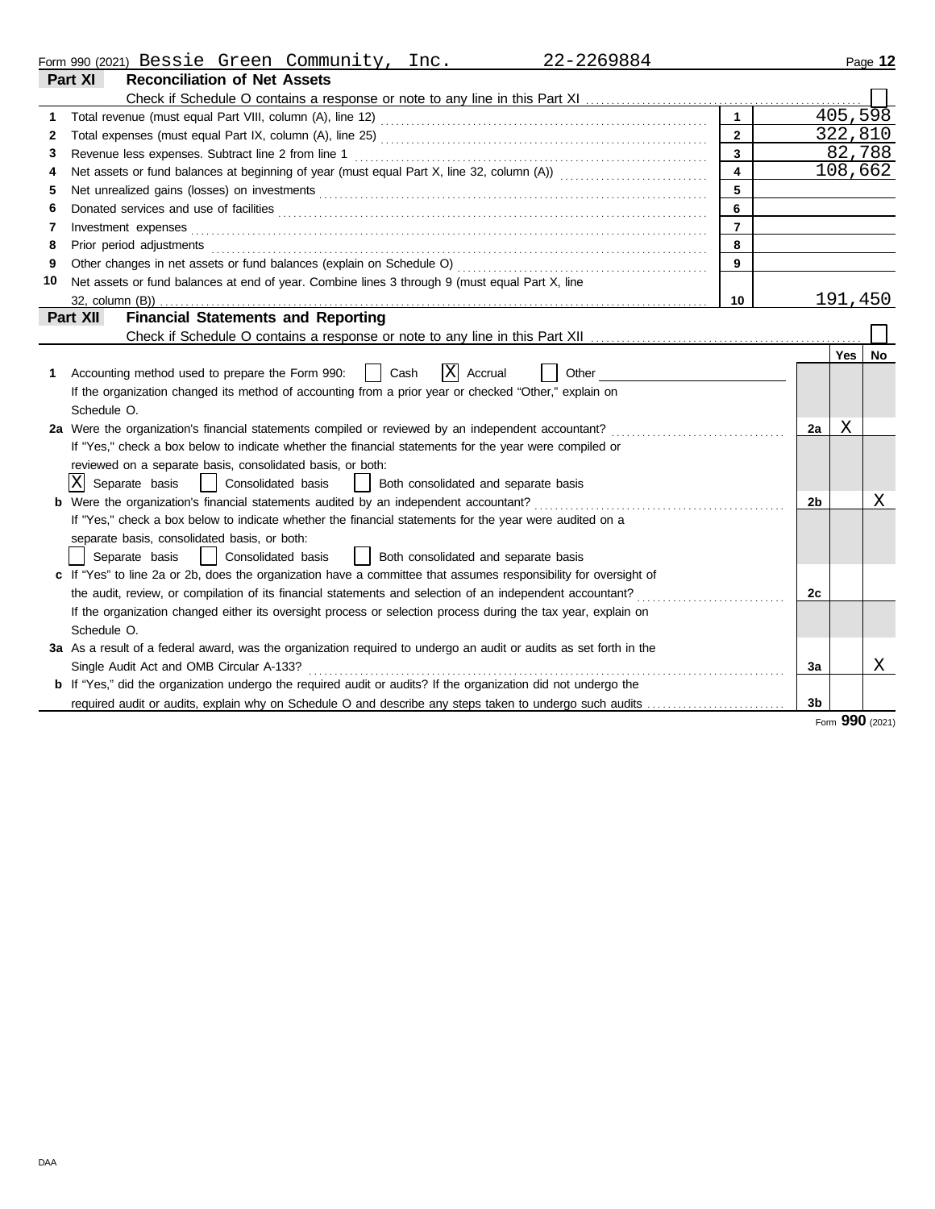Form 990 (2021) Bessie Green Community, Inc. 22-2269884 Page **12**

## Part XI Reconciliation of Net Assets

Check if Schedule O contains a response or note to any line in this Part XI ☐

| | | | |
|---|---|---|---|
| 1 | Total revenue (must equal Part VIII, column (A), line 12) | 1 | 405,598 |
| 2 | Total expenses (must equal Part IX, column (A), line 25) | 2 | 322,810 |
| 3 | Revenue less expenses. Subtract line 2 from line 1 | 3 | 82,788 |
| 4 | Net assets or fund balances at beginning of year (must equal Part X, line 32, column (A)) | 4 | 108,662 |
| 5 | Net unrealized gains (losses) on investments | 5 | |
| 6 | Donated services and use of facilities | 6 | |
| 7 | Investment expenses | 7 | |
| 8 | Prior period adjustments | 8 | |
| 9 | Other changes in net assets or fund balances (explain on Schedule O) | 9 | |
| 10 | Net assets or fund balances at end of year. Combine lines 3 through 9 (must equal Part X, line 32, column (B)) | 10 | 191,450 |

## Part XII Financial Statements and Reporting

Check if Schedule O contains a response or note to any line in this Part XII ☐

| | | | Yes | No |
|---|---|---|---|---|
| 1 | Accounting method used to prepare the Form 990: ☐ Cash ☒ Accrual ☐ Other<br>If the organization changed its method of accounting from a prior year or checked "Other," explain on Schedule O. | | | |
| 2a | Were the organization's financial statements compiled or reviewed by an independent accountant?<br>If "Yes," check a box below to indicate whether the financial statements for the year were compiled or reviewed on a separate basis, consolidated basis, or both:<br>☒ Separate basis ☐ Consolidated basis ☐ Both consolidated and separate basis | 2a | X | |
| b | Were the organization's financial statements audited by an independent accountant?<br>If "Yes," check a box below to indicate whether the financial statements for the year were audited on a separate basis, consolidated basis, or both:<br>☐ Separate basis ☐ Consolidated basis ☐ Both consolidated and separate basis | 2b | | X |
| c | If "Yes" to line 2a or 2b, does the organization have a committee that assumes responsibility for oversight of the audit, review, or compilation of its financial statements and selection of an independent accountant?<br>If the organization changed either its oversight process or selection process during the tax year, explain on Schedule O. | 2c | | |
| 3a | As a result of a federal award, was the organization required to undergo an audit or audits as set forth in the Single Audit Act and OMB Circular A-133? | 3a | | X |
| b | If "Yes," did the organization undergo the required audit or audits? If the organization did not undergo the required audit or audits, explain why on Schedule O and describe any steps taken to undergo such audits | 3b | | |

Form **990** (2021)

DAA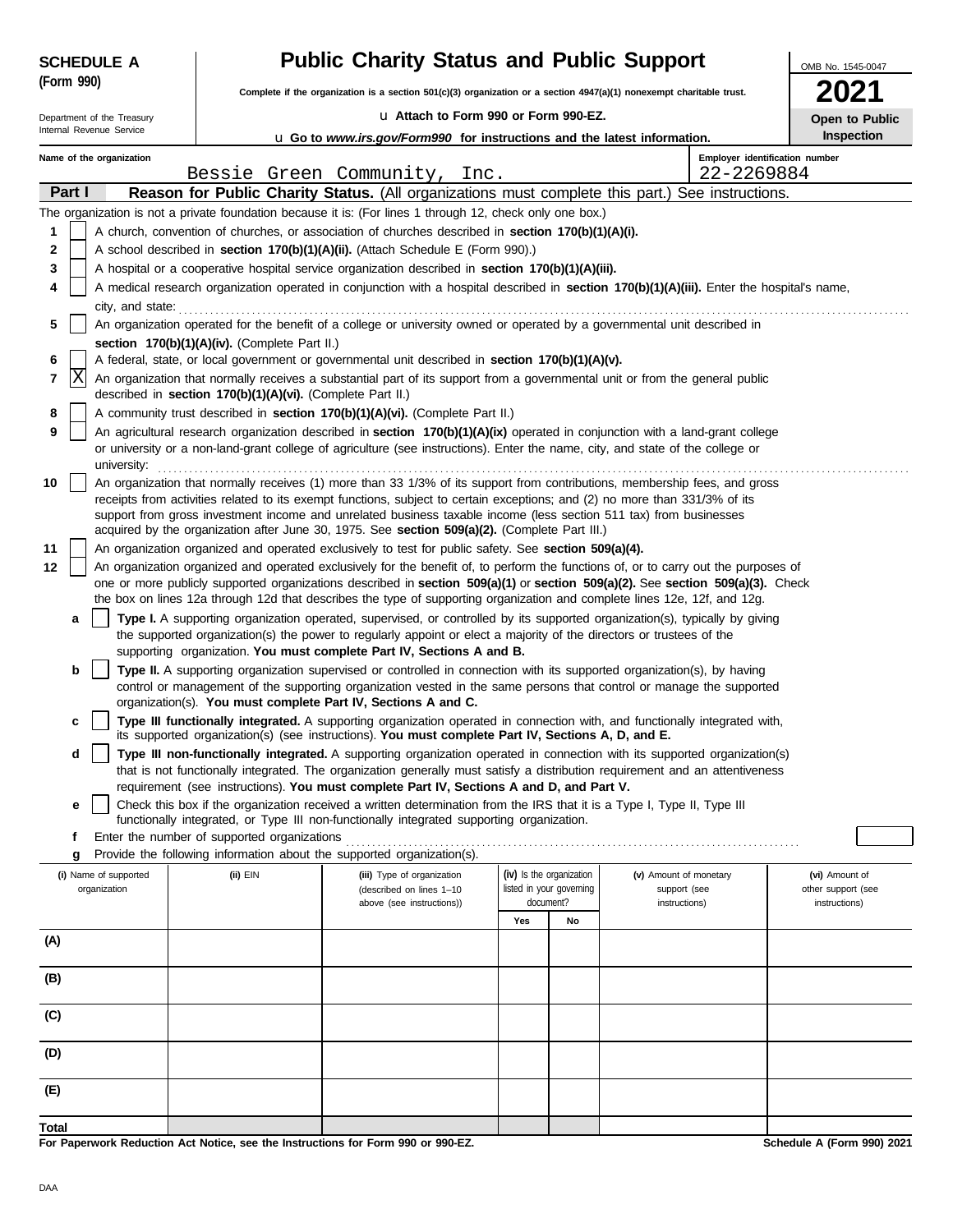**SCHEDULE A (Form 990)**

Department of the Treasury
Internal Revenue Service

# Public Charity Status and Public Support

**Complete if the organization is a section 501(c)(3) organization or a section 4947(a)(1) nonexempt charitable trust.**

u **Attach to Form 990 or Form 990-EZ.**

u **Go to *www.irs.gov/Form990* for instructions and the latest information.**

OMB No. 1545-0047

**2021**

**Open to Public Inspection**

**Name of the organization:** Bessie Green Community, Inc.

**Employer identification number:** 22-2269884

## Part I — Reason for Public Charity Status. (All organizations must complete this part.) See instructions.

The organization is not a private foundation because it is: (For lines 1 through 12, check only one box.)

1. [ ] A church, convention of churches, or association of churches described in **section 170(b)(1)(A)(i).**
2. [ ] A school described in **section 170(b)(1)(A)(ii).** (Attach Schedule E (Form 990).)
3. [ ] A hospital or a cooperative hospital service organization described in **section 170(b)(1)(A)(iii).**
4. [ ] A medical research organization operated in conjunction with a hospital described in **section 170(b)(1)(A)(iii).** Enter the hospital's name, city, and state: .....
5. [ ] An organization operated for the benefit of a college or university owned or operated by a governmental unit described in **section 170(b)(1)(A)(iv).** (Complete Part II.)
6. [ ] A federal, state, or local government or governmental unit described in **section 170(b)(1)(A)(v).**
7. [X] An organization that normally receives a substantial part of its support from a governmental unit or from the general public described in **section 170(b)(1)(A)(vi).** (Complete Part II.)
8. [ ] A community trust described in **section 170(b)(1)(A)(vi).** (Complete Part II.)
9. [ ] An agricultural research organization described in **section 170(b)(1)(A)(ix)** operated in conjunction with a land-grant college or university or a non-land-grant college of agriculture (see instructions). Enter the name, city, and state of the college or university: .....
10. [ ] An organization that normally receives (1) more than 33 1/3% of its support from contributions, membership fees, and gross receipts from activities related to its exempt functions, subject to certain exceptions; and (2) no more than 331/3% of its support from gross investment income and unrelated business taxable income (less section 511 tax) from businesses acquired by the organization after June 30, 1975. See **section 509(a)(2).** (Complete Part III.)
11. [ ] An organization organized and operated exclusively to test for public safety. See **section 509(a)(4).**
12. [ ] An organization organized and operated exclusively for the benefit of, to perform the functions of, or to carry out the purposes of one or more publicly supported organizations described in **section 509(a)(1)** or **section 509(a)(2).** See **section 509(a)(3).** Check the box on lines 12a through 12d that describes the type of supporting organization and complete lines 12e, 12f, and 12g.
   - **a** [ ] **Type I.** A supporting organization operated, supervised, or controlled by its supported organization(s), typically by giving the supported organization(s) the power to regularly appoint or elect a majority of the directors or trustees of the supporting organization. **You must complete Part IV, Sections A and B.**
   - **b** [ ] **Type II.** A supporting organization supervised or controlled in connection with its supported organization(s), by having control or management of the supporting organization vested in the same persons that control or manage the supported organization(s). **You must complete Part IV, Sections A and C.**
   - **c** [ ] **Type III functionally integrated.** A supporting organization operated in connection with, and functionally integrated with, its supported organization(s) (see instructions). **You must complete Part IV, Sections A, D, and E.**
   - **d** [ ] **Type III non-functionally integrated.** A supporting organization operated in connection with its supported organization(s) that is not functionally integrated. The organization generally must satisfy a distribution requirement and an attentiveness requirement (see instructions). **You must complete Part IV, Sections A and D, and Part V.**
   - **e** [ ] Check this box if the organization received a written determination from the IRS that it is a Type I, Type II, Type III functionally integrated, or Type III non-functionally integrated supporting organization.
   - **f** Enter the number of supported organizations .....
   - **g** Provide the following information about the supported organization(s).

| (i) Name of supported organization | (ii) EIN | (iii) Type of organization (described on lines 1–10 above (see instructions)) | (iv) Is the organization listed in your governing document? Yes | No | (v) Amount of monetary support (see instructions) | (vi) Amount of other support (see instructions) |
|---|---|---|---|---|---|---|
| (A) | | | | | | |
| (B) | | | | | | |
| (C) | | | | | | |
| (D) | | | | | | |
| (E) | | | | | | |
| Total | | | | | | |

**For Paperwork Reduction Act Notice, see the Instructions for Form 990 or 990-EZ.**

**Schedule A (Form 990) 2021**

DAA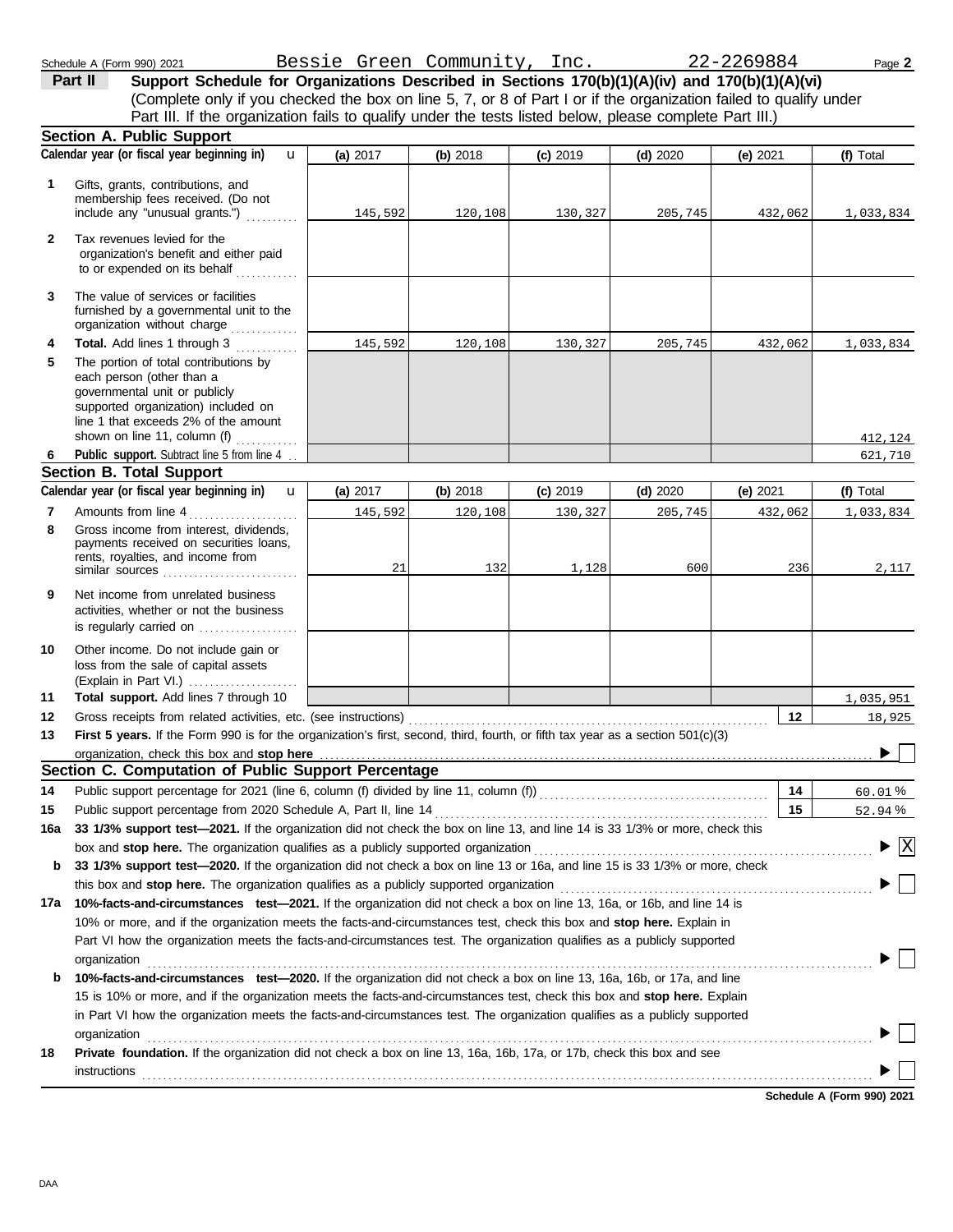Schedule A (Form 990) 2021 Bessie Green Community, Inc. 22-2269884 Page **2**

## Part II Support Schedule for Organizations Described in Sections 170(b)(1)(A)(iv) and 170(b)(1)(A)(vi)

(Complete only if you checked the box on line 5, 7, or 8 of Part I or if the organization failed to qualify under Part III. If the organization fails to qualify under the tests listed below, please complete Part III.)

### Section A. Public Support

| | Calendar year (or fiscal year beginning in) | (a) 2017 | (b) 2018 | (c) 2019 | (d) 2020 | (e) 2021 | (f) Total |
|---|---|---|---|---|---|---|---|
| 1 | Gifts, grants, contributions, and membership fees received. (Do not include any "unusual grants.") | 145,592 | 120,108 | 130,327 | 205,745 | 432,062 | 1,033,834 |
| 2 | Tax revenues levied for the organization's benefit and either paid to or expended on its behalf | | | | | | |
| 3 | The value of services or facilities furnished by a governmental unit to the organization without charge | | | | | | |
| 4 | **Total.** Add lines 1 through 3 | 145,592 | 120,108 | 130,327 | 205,745 | 432,062 | 1,033,834 |
| 5 | The portion of total contributions by each person (other than a governmental unit or publicly supported organization) included on line 1 that exceeds 2% of the amount shown on line 11, column (f) | | | | | | 412,124 |
| 6 | **Public support.** Subtract line 5 from line 4 | | | | | | 621,710 |

### Section B. Total Support

| | Calendar year (or fiscal year beginning in) | (a) 2017 | (b) 2018 | (c) 2019 | (d) 2020 | (e) 2021 | (f) Total |
|---|---|---|---|---|---|---|---|
| 7 | Amounts from line 4 | 145,592 | 120,108 | 130,327 | 205,745 | 432,062 | 1,033,834 |
| 8 | Gross income from interest, dividends, payments received on securities loans, rents, royalties, and income from similar sources | 21 | 132 | 1,128 | 600 | 236 | 2,117 |
| 9 | Net income from unrelated business activities, whether or not the business is regularly carried on | | | | | | |
| 10 | Other income. Do not include gain or loss from the sale of capital assets (Explain in Part VI.) | | | | | | |
| 11 | **Total support.** Add lines 7 through 10 | | | | | | 1,035,951 |

**12** Gross receipts from related activities, etc. (see instructions) ..... **12** 18,925

**13** **First 5 years.** If the Form 990 is for the organization's first, second, third, fourth, or fifth tax year as a section 501(c)(3) organization, check this box and **stop here** ..... ☐

### Section C. Computation of Public Support Percentage

**14** Public support percentage for 2021 (line 6, column (f) divided by line 11, column (f)) ..... **14** 60.01 %

**15** Public support percentage from 2020 Schedule A, Part II, line 14 ..... **15** 52.94 %

**16a** **33 1/3% support test—2021.** If the organization did not check the box on line 13, and line 14 is 33 1/3% or more, check this box and **stop here.** The organization qualifies as a publicly supported organization ..... ☒

**b** **33 1/3% support test—2020.** If the organization did not check a box on line 13 or 16a, and line 15 is 33 1/3% or more, check this box and **stop here.** The organization qualifies as a publicly supported organization ..... ☐

**17a** **10%-facts-and-circumstances test—2021.** If the organization did not check a box on line 13, 16a, or 16b, and line 14 is 10% or more, and if the organization meets the facts-and-circumstances test, check this box and **stop here.** Explain in Part VI how the organization meets the facts-and-circumstances test. The organization qualifies as a publicly supported organization ..... ☐

**b** **10%-facts-and-circumstances test—2020.** If the organization did not check a box on line 13, 16a, 16b, or 17a, and line 15 is 10% or more, and if the organization meets the facts-and-circumstances test, check this box and **stop here.** Explain in Part VI how the organization meets the facts-and-circumstances test. The organization qualifies as a publicly supported organization ..... ☐

**18** **Private foundation.** If the organization did not check a box on line 13, 16a, 16b, 17a, or 17b, check this box and see instructions ..... ☐

**Schedule A (Form 990) 2021**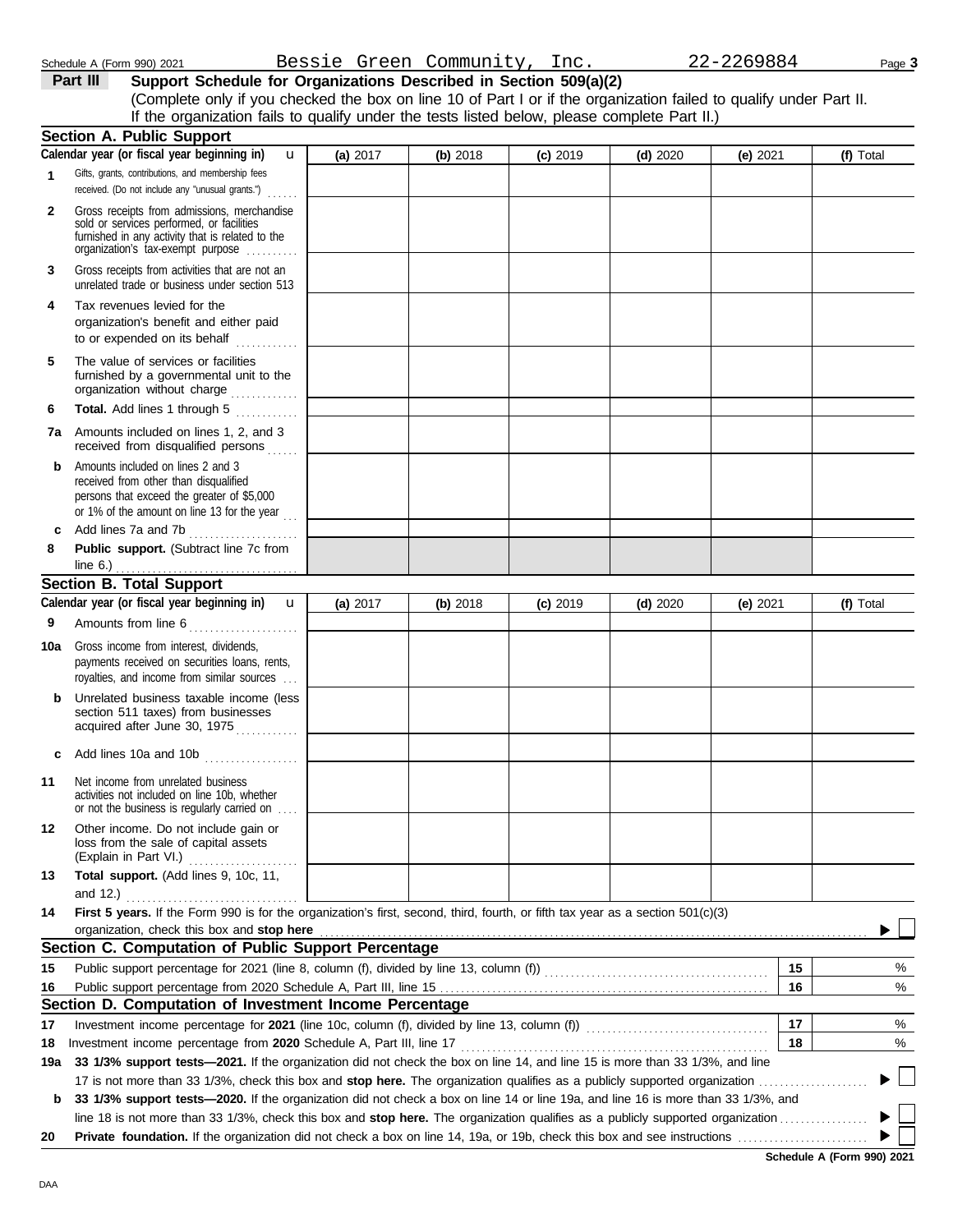Schedule A (Form 990) 2021 Bessie Green Community, Inc. 22-2269884 Page 3

**Part III** **Support Schedule for Organizations Described in Section 509(a)(2)**

(Complete only if you checked the box on line 10 of Part I or if the organization failed to qualify under Part II. If the organization fails to qualify under the tests listed below, please complete Part II.)

## Section A. Public Support

| | Calendar year (or fiscal year beginning in) | (a) 2017 | (b) 2018 | (c) 2019 | (d) 2020 | (e) 2021 | (f) Total |
|---|---|---|---|---|---|---|---|
| 1 | Gifts, grants, contributions, and membership fees received. (Do not include any "unusual grants.") | | | | | | |
| 2 | Gross receipts from admissions, merchandise sold or services performed, or facilities furnished in any activity that is related to the organization's tax-exempt purpose | | | | | | |
| 3 | Gross receipts from activities that are not an unrelated trade or business under section 513 | | | | | | |
| 4 | Tax revenues levied for the organization's benefit and either paid to or expended on its behalf | | | | | | |
| 5 | The value of services or facilities furnished by a governmental unit to the organization without charge | | | | | | |
| 6 | **Total.** Add lines 1 through 5 | | | | | | |
| 7a | Amounts included on lines 1, 2, and 3 received from disqualified persons | | | | | | |
| b | Amounts included on lines 2 and 3 received from other than disqualified persons that exceed the greater of $5,000 or 1% of the amount on line 13 for the year | | | | | | |
| c | Add lines 7a and 7b | | | | | | |
| 8 | **Public support.** (Subtract line 7c from line 6.) | | | | | | |

## Section B. Total Support

| | Calendar year (or fiscal year beginning in) | (a) 2017 | (b) 2018 | (c) 2019 | (d) 2020 | (e) 2021 | (f) Total |
|---|---|---|---|---|---|---|---|
| 9 | Amounts from line 6 | | | | | | |
| 10a | Gross income from interest, dividends, payments received on securities loans, rents, royalties, and income from similar sources | | | | | | |
| b | Unrelated business taxable income (less section 511 taxes) from businesses acquired after June 30, 1975 | | | | | | |
| c | Add lines 10a and 10b | | | | | | |
| 11 | Net income from unrelated business activities not included on line 10b, whether or not the business is regularly carried on | | | | | | |
| 12 | Other income. Do not include gain or loss from the sale of capital assets (Explain in Part VI.) | | | | | | |
| 13 | **Total support.** (Add lines 9, 10c, 11, and 12.) | | | | | | |

**14** **First 5 years.** If the Form 990 is for the organization's first, second, third, fourth, or fifth tax year as a section 501(c)(3) organization, check this box and **stop here** ☐

## Section C. Computation of Public Support Percentage

| | | | |
|---|---|---|---|
| 15 | Public support percentage for 2021 (line 8, column (f), divided by line 13, column (f)) | 15 | % |
| 16 | Public support percentage from 2020 Schedule A, Part III, line 15 | 16 | % |

## Section D. Computation of Investment Income Percentage

| | | | |
|---|---|---|---|
| 17 | Investment income percentage for **2021** (line 10c, column (f), divided by line 13, column (f)) | 17 | % |
| 18 | Investment income percentage from **2020** Schedule A, Part III, line 17 | 18 | % |

**19a** **33 1/3% support tests—2021.** If the organization did not check the box on line 14, and line 15 is more than 33 1/3%, and line 17 is not more than 33 1/3%, check this box and **stop here.** The organization qualifies as a publicly supported organization ☐

**b** **33 1/3% support tests—2020.** If the organization did not check a box on line 14 or line 19a, and line 16 is more than 33 1/3%, and line 18 is not more than 33 1/3%, check this box and **stop here.** The organization qualifies as a publicly supported organization ☐

**20** **Private foundation.** If the organization did not check a box on line 14, 19a, or 19b, check this box and see instructions ☐

**Schedule A (Form 990) 2021**

DAA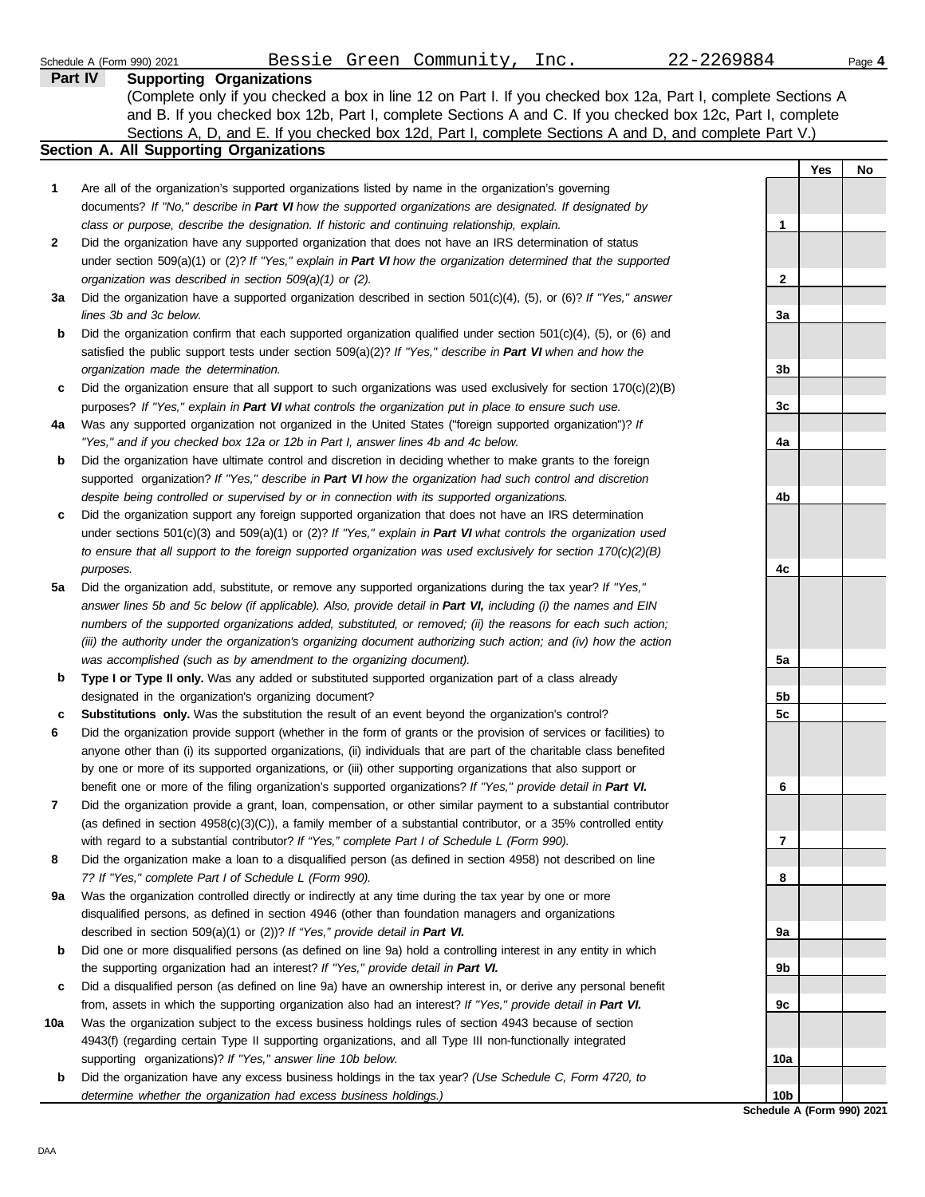Schedule A (Form 990) 2021 Bessie Green Community, Inc. 22-2269884

## Part IV Supporting Organizations

(Complete only if you checked a box in line 12 on Part I. If you checked box 12a, Part I, complete Sections A and B. If you checked box 12b, Part I, complete Sections A and C. If you checked box 12c, Part I, complete Sections A, D, and E. If you checked box 12d, Part I, complete Sections A and D, and complete Part V.)

### Section A. All Supporting Organizations

| | | | Yes | No |
|---|---|---|---|---|
| **1** | Are all of the organization's supported organizations listed by name in the organization's governing documents? *If "No," describe in **Part VI** how the supported organizations are designated. If designated by class or purpose, describe the designation. If historic and continuing relationship, explain.* | 1 | | |
| **2** | Did the organization have any supported organization that does not have an IRS determination of status under section 509(a)(1) or (2)? *If "Yes," explain in **Part VI** how the organization determined that the supported organization was described in section 509(a)(1) or (2).* | 2 | | |
| **3a** | Did the organization have a supported organization described in section 501(c)(4), (5), or (6)? *If "Yes," answer lines 3b and 3c below.* | 3a | | |
| **b** | Did the organization confirm that each supported organization qualified under section 501(c)(4), (5), or (6) and satisfied the public support tests under section 509(a)(2)? *If "Yes," describe in **Part VI** when and how the organization made the determination.* | 3b | | |
| **c** | Did the organization ensure that all support to such organizations was used exclusively for section 170(c)(2)(B) purposes? *If "Yes," explain in **Part VI** what controls the organization put in place to ensure such use.* | 3c | | |
| **4a** | Was any supported organization not organized in the United States ("foreign supported organization")? *If "Yes," and if you checked box 12a or 12b in Part I, answer lines 4b and 4c below.* | 4a | | |
| **b** | Did the organization have ultimate control and discretion in deciding whether to make grants to the foreign supported organization? *If "Yes," describe in **Part VI** how the organization had such control and discretion despite being controlled or supervised by or in connection with its supported organizations.* | 4b | | |
| **c** | Did the organization support any foreign supported organization that does not have an IRS determination under sections 501(c)(3) and 509(a)(1) or (2)? *If "Yes," explain in **Part VI** what controls the organization used to ensure that all support to the foreign supported organization was used exclusively for section 170(c)(2)(B) purposes.* | 4c | | |
| **5a** | Did the organization add, substitute, or remove any supported organizations during the tax year? *If "Yes," answer lines 5b and 5c below (if applicable). Also, provide detail in **Part VI,** including (i) the names and EIN numbers of the supported organizations added, substituted, or removed; (ii) the reasons for each such action; (iii) the authority under the organization's organizing document authorizing such action; and (iv) how the action was accomplished (such as by amendment to the organizing document).* | 5a | | |
| **b** | **Type I or Type II only.** Was any added or substituted supported organization part of a class already designated in the organization's organizing document? | 5b | | |
| **c** | **Substitutions only.** Was the substitution the result of an event beyond the organization's control? | 5c | | |
| **6** | Did the organization provide support (whether in the form of grants or the provision of services or facilities) to anyone other than (i) its supported organizations, (ii) individuals that are part of the charitable class benefited by one or more of its supported organizations, or (iii) other supporting organizations that also support or benefit one or more of the filing organization's supported organizations? *If "Yes," provide detail in **Part VI.*** | 6 | | |
| **7** | Did the organization provide a grant, loan, compensation, or other similar payment to a substantial contributor (as defined in section 4958(c)(3)(C)), a family member of a substantial contributor, or a 35% controlled entity with regard to a substantial contributor? *If "Yes," complete Part I of Schedule L (Form 990).* | 7 | | |
| **8** | Did the organization make a loan to a disqualified person (as defined in section 4958) not described on line 7? *If "Yes," complete Part I of Schedule L (Form 990).* | 8 | | |
| **9a** | Was the organization controlled directly or indirectly at any time during the tax year by one or more disqualified persons, as defined in section 4946 (other than foundation managers and organizations described in section 509(a)(1) or (2))? *If "Yes," provide detail in **Part VI.*** | 9a | | |
| **b** | Did one or more disqualified persons (as defined on line 9a) hold a controlling interest in any entity in which the supporting organization had an interest? *If "Yes," provide detail in **Part VI.*** | 9b | | |
| **c** | Did a disqualified person (as defined on line 9a) have an ownership interest in, or derive any personal benefit from, assets in which the supporting organization also had an interest? *If "Yes," provide detail in **Part VI.*** | 9c | | |
| **10a** | Was the organization subject to the excess business holdings rules of section 4943 because of section 4943(f) (regarding certain Type II supporting organizations, and all Type III non-functionally integrated supporting organizations)? *If "Yes," answer line 10b below.* | 10a | | |
| **b** | Did the organization have any excess business holdings in the tax year? *(Use Schedule C, Form 4720, to determine whether the organization had excess business holdings.)* | 10b | | |

Schedule A (Form 990) 2021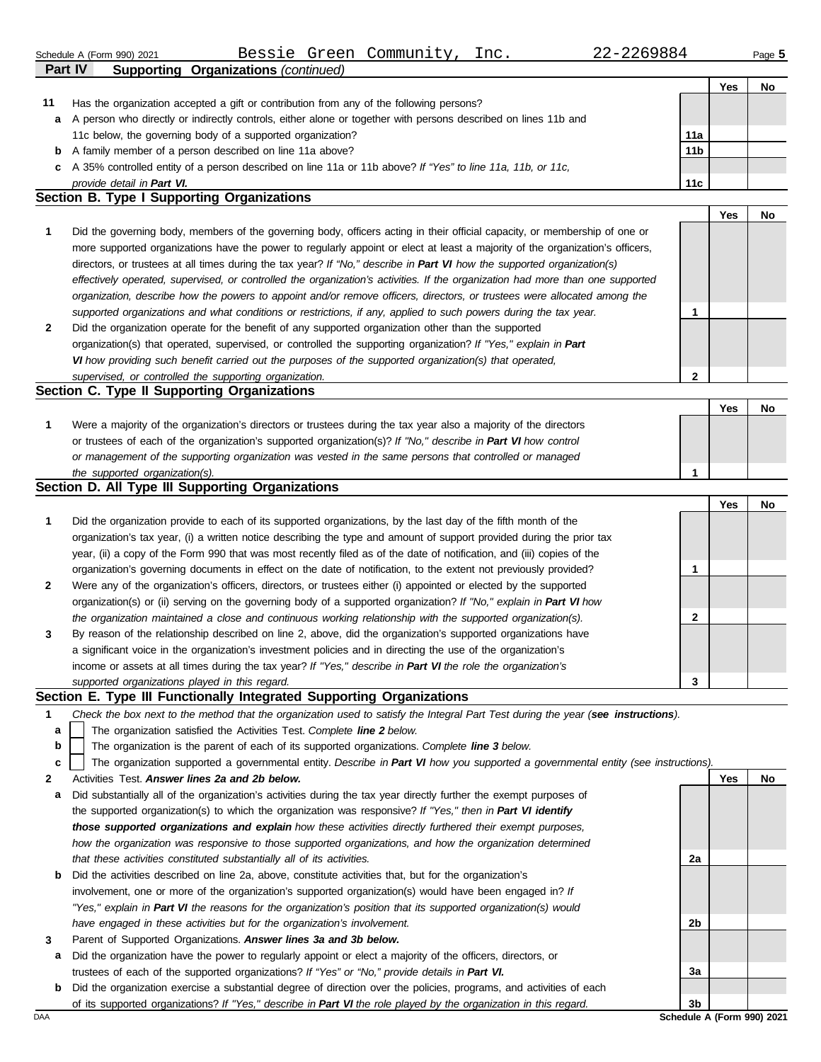Schedule A (Form 990) 2021 Bessie Green Community, Inc. 22-2269884

## Part IV Supporting Organizations *(continued)*

| | | | Yes | No |
|---|---|---|---|---|
| **11** | Has the organization accepted a gift or contribution from any of the following persons? | | | |
| **a** | A person who directly or indirectly controls, either alone or together with persons described on lines 11b and 11c below, the governing body of a supported organization? | **11a** | | |
| **b** | A family member of a person described on line 11a above? | **11b** | | |
| **c** | A 35% controlled entity of a person described on line 11a or 11b above? *If "Yes" to line 11a, 11b, or 11c, provide detail in **Part VI.*** | **11c** | | |

### Section B. Type I Supporting Organizations

| | | | Yes | No |
|---|---|---|---|---|
| **1** | Did the governing body, members of the governing body, officers acting in their official capacity, or membership of one or more supported organizations have the power to regularly appoint or elect at least a majority of the organization's officers, directors, or trustees at all times during the tax year? *If "No," describe in **Part VI** how the supported organization(s) effectively operated, supervised, or controlled the organization's activities. If the organization had more than one supported organization, describe how the powers to appoint and/or remove officers, directors, or trustees were allocated among the supported organizations and what conditions or restrictions, if any, applied to such powers during the tax year.* | **1** | | |
| **2** | Did the organization operate for the benefit of any supported organization other than the supported organization(s) that operated, supervised, or controlled the supporting organization? *If "Yes," explain in **Part VI** how providing such benefit carried out the purposes of the supported organization(s) that operated, supervised, or controlled the supporting organization.* | **2** | | |

### Section C. Type II Supporting Organizations

| | | | Yes | No |
|---|---|---|---|---|
| **1** | Were a majority of the organization's directors or trustees during the tax year also a majority of the directors or trustees of each of the organization's supported organization(s)? *If "No," describe in **Part VI** how control or management of the supporting organization was vested in the same persons that controlled or managed the supported organization(s).* | **1** | | |

### Section D. All Type III Supporting Organizations

| | | | Yes | No |
|---|---|---|---|---|
| **1** | Did the organization provide to each of its supported organizations, by the last day of the fifth month of the organization's tax year, (i) a written notice describing the type and amount of support provided during the prior tax year, (ii) a copy of the Form 990 that was most recently filed as of the date of notification, and (iii) copies of the organization's governing documents in effect on the date of notification, to the extent not previously provided? | **1** | | |
| **2** | Were any of the organization's officers, directors, or trustees either (i) appointed or elected by the supported organization(s) or (ii) serving on the governing body of a supported organization? *If "No," explain in **Part VI** how the organization maintained a close and continuous working relationship with the supported organization(s).* | **2** | | |
| **3** | By reason of the relationship described on line 2, above, did the organization's supported organizations have a significant voice in the organization's investment policies and in directing the use of the organization's income or assets at all times during the tax year? *If "Yes," describe in **Part VI** the role the organization's supported organizations played in this regard.* | **3** | | |

### Section E. Type III Functionally Integrated Supporting Organizations

**1** *Check the box next to the method that the organization used to satisfy the Integral Part Test during the year (**see instructions**).*

- **a** ☐ The organization satisfied the Activities Test. *Complete **line 2** below.*
- **b** ☐ The organization is the parent of each of its supported organizations. *Complete **line 3** below.*
- **c** ☐ The organization supported a governmental entity. *Describe in **Part VI** how you supported a governmental entity (see instructions).*

| | | | Yes | No |
|---|---|---|---|---|
| **2** | Activities Test. ***Answer lines 2a and 2b below.*** | | | |
| **a** | Did substantially all of the organization's activities during the tax year directly further the exempt purposes of the supported organization(s) to which the organization was responsive? *If "Yes," then in **Part VI identify those supported organizations and explain** how these activities directly furthered their exempt purposes, how the organization was responsive to those supported organizations, and how the organization determined that these activities constituted substantially all of its activities.* | **2a** | | |
| **b** | Did the activities described on line 2a, above, constitute activities that, but for the organization's involvement, one or more of the organization's supported organization(s) would have been engaged in? *If "Yes," explain in **Part VI** the reasons for the organization's position that its supported organization(s) would have engaged in these activities but for the organization's involvement.* | **2b** | | |
| **3** | Parent of Supported Organizations. ***Answer lines 3a and 3b below.*** | | | |
| **a** | Did the organization have the power to regularly appoint or elect a majority of the officers, directors, or trustees of each of the supported organizations? *If "Yes" or "No," provide details in **Part VI.*** | **3a** | | |
| **b** | Did the organization exercise a substantial degree of direction over the policies, programs, and activities of each of its supported organizations? *If "Yes," describe in **Part VI** the role played by the organization in this regard.* | **3b** | | |

DAA Schedule A (Form 990) 2021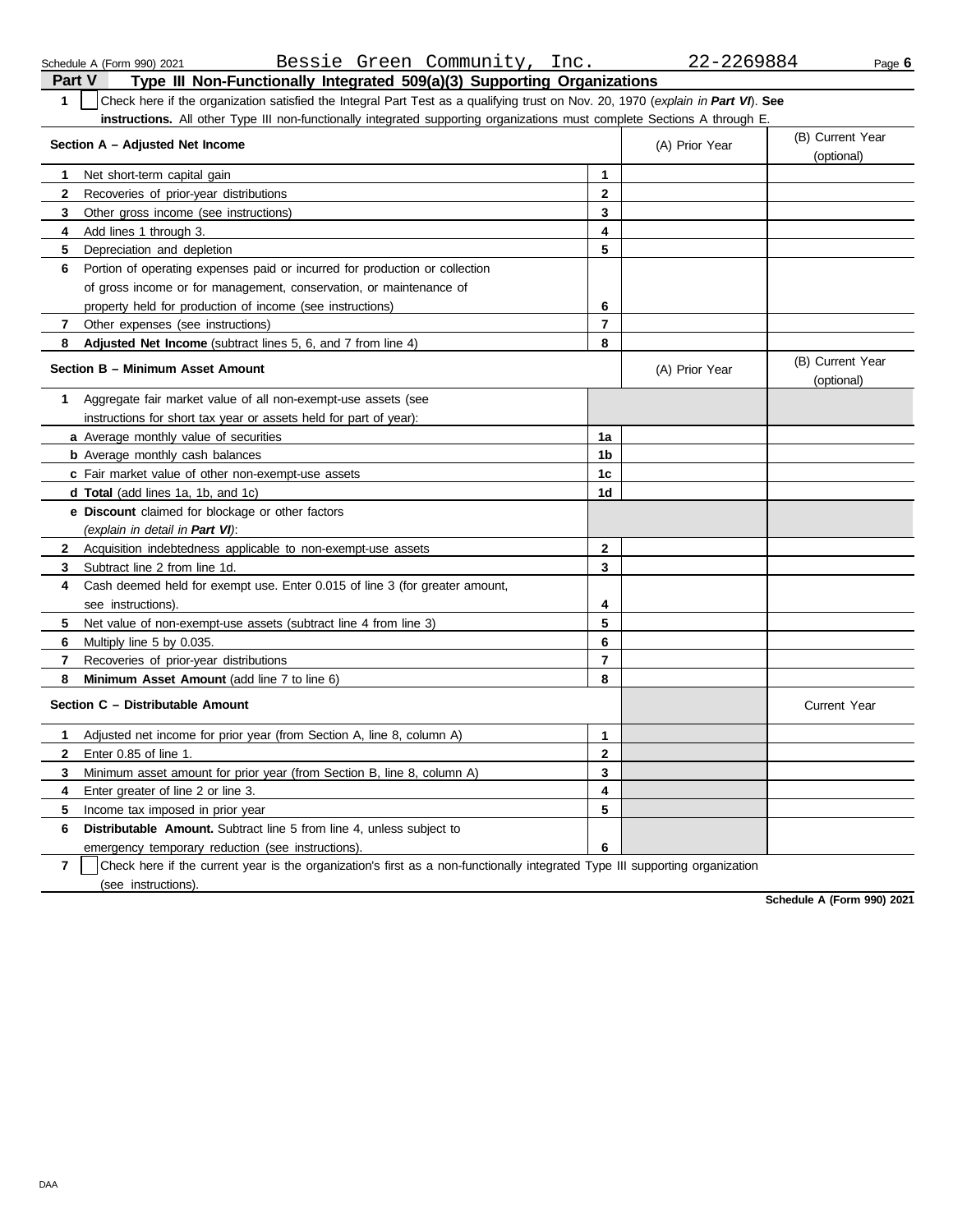Schedule A (Form 990) 2021 Bessie Green Community, Inc. 22-2269884 Page **6**

## Part V Type III Non-Functionally Integrated 509(a)(3) Supporting Organizations

**1** ☐ Check here if the organization satisfied the Integral Part Test as a qualifying trust on Nov. 20, 1970 (*explain in **Part VI***). **See instructions.** All other Type III non-functionally integrated supporting organizations must complete Sections A through E.

| **Section A – Adjusted Net Income** | | (A) Prior Year | (B) Current Year (optional) |
|---|---|---|---|
| **1** Net short-term capital gain | **1** | | |
| **2** Recoveries of prior-year distributions | **2** | | |
| **3** Other gross income (see instructions) | **3** | | |
| **4** Add lines 1 through 3. | **4** | | |
| **5** Depreciation and depletion | **5** | | |
| **6** Portion of operating expenses paid or incurred for production or collection of gross income or for management, conservation, or maintenance of property held for production of income (see instructions) | **6** | | |
| **7** Other expenses (see instructions) | **7** | | |
| **8** **Adjusted Net Income** (subtract lines 5, 6, and 7 from line 4) | **8** | | |

| **Section B – Minimum Asset Amount** | | (A) Prior Year | (B) Current Year (optional) |
|---|---|---|---|
| **1** Aggregate fair market value of all non-exempt-use assets (see instructions for short tax year or assets held for part of year): | | | |
| **a** Average monthly value of securities | **1a** | | |
| **b** Average monthly cash balances | **1b** | | |
| **c** Fair market value of other non-exempt-use assets | **1c** | | |
| **d** **Total** (add lines 1a, 1b, and 1c) | **1d** | | |
| **e** **Discount** claimed for blockage or other factors (*explain in detail in **Part VI***): | | | |
| **2** Acquisition indebtedness applicable to non-exempt-use assets | **2** | | |
| **3** Subtract line 2 from line 1d. | **3** | | |
| **4** Cash deemed held for exempt use. Enter 0.015 of line 3 (for greater amount, see instructions). | **4** | | |
| **5** Net value of non-exempt-use assets (subtract line 4 from line 3) | **5** | | |
| **6** Multiply line 5 by 0.035. | **6** | | |
| **7** Recoveries of prior-year distributions | **7** | | |
| **8** **Minimum Asset Amount** (add line 7 to line 6) | **8** | | |

| **Section C – Distributable Amount** | | | Current Year |
|---|---|---|---|
| **1** Adjusted net income for prior year (from Section A, line 8, column A) | **1** | | |
| **2** Enter 0.85 of line 1. | **2** | | |
| **3** Minimum asset amount for prior year (from Section B, line 8, column A) | **3** | | |
| **4** Enter greater of line 2 or line 3. | **4** | | |
| **5** Income tax imposed in prior year | **5** | | |
| **6** **Distributable Amount.** Subtract line 5 from line 4, unless subject to emergency temporary reduction (see instructions). | **6** | | |

**7** ☐ Check here if the current year is the organization's first as a non-functionally integrated Type III supporting organization (see instructions).

**Schedule A (Form 990) 2021**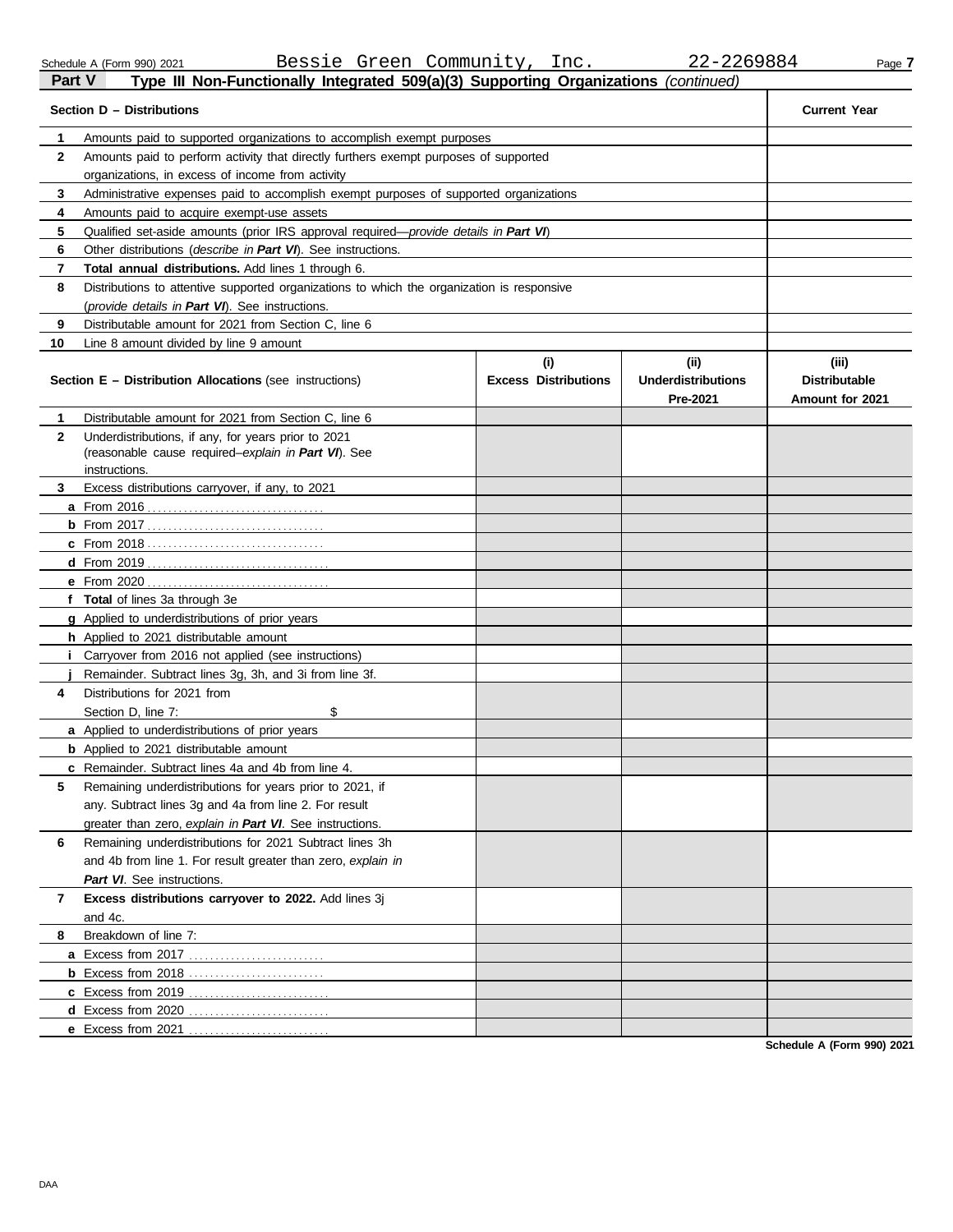Schedule A (Form 990) 2021 Bessie Green Community, Inc. 22-2269884

## Part V Type III Non-Functionally Integrated 509(a)(3) Supporting Organizations *(continued)*

| **Section D – Distributions** | | **Current Year** |
|---|---|---|
| **1** | Amounts paid to supported organizations to accomplish exempt purposes | |
| **2** | Amounts paid to perform activity that directly furthers exempt purposes of supported organizations, in excess of income from activity | |
| **3** | Administrative expenses paid to accomplish exempt purposes of supported organizations | |
| **4** | Amounts paid to acquire exempt-use assets | |
| **5** | Qualified set-aside amounts (prior IRS approval required—*provide details in* ***Part VI***) | |
| **6** | Other distributions (*describe in* ***Part VI***). See instructions. | |
| **7** | **Total annual distributions.** Add lines 1 through 6. | |
| **8** | Distributions to attentive supported organizations to which the organization is responsive (*provide details in* ***Part VI***). See instructions. | |
| **9** | Distributable amount for 2021 from Section C, line 6 | |
| **10** | Line 8 amount divided by line 9 amount | |

| **Section E – Distribution Allocations** (see instructions) | | **(i)** **Excess Distributions** | **(ii)** **Underdistributions Pre-2021** | **(iii)** **Distributable Amount for 2021** |
|---|---|---|---|---|
| **1** | Distributable amount for 2021 from Section C, line 6 | | | |
| **2** | Underdistributions, if any, for years prior to 2021 (reasonable cause required–*explain in* ***Part VI***). See instructions. | | | |
| **3** | Excess distributions carryover, if any, to 2021 | | | |
| **a** | From 2016 | | | |
| **b** | From 2017 | | | |
| **c** | From 2018 | | | |
| **d** | From 2019 | | | |
| **e** | From 2020 | | | |
| **f** | **Total** of lines 3a through 3e | | | |
| **g** | Applied to underdistributions of prior years | | | |
| **h** | Applied to 2021 distributable amount | | | |
| **i** | Carryover from 2016 not applied (see instructions) | | | |
| **j** | Remainder. Subtract lines 3g, 3h, and 3i from line 3f. | | | |
| **4** | Distributions for 2021 from Section D, line 7: $ | | | |
| **a** | Applied to underdistributions of prior years | | | |
| **b** | Applied to 2021 distributable amount | | | |
| **c** | Remainder. Subtract lines 4a and 4b from line 4. | | | |
| **5** | Remaining underdistributions for years prior to 2021, if any. Subtract lines 3g and 4a from line 2. For result greater than zero, *explain in* ***Part VI***. See instructions. | | | |
| **6** | Remaining underdistributions for 2021 Subtract lines 3h and 4b from line 1. For result greater than zero, *explain in* ***Part VI***. See instructions. | | | |
| **7** | **Excess distributions carryover to 2022.** Add lines 3j and 4c. | | | |
| **8** | Breakdown of line 7: | | | |
| **a** | Excess from 2017 | | | |
| **b** | Excess from 2018 | | | |
| **c** | Excess from 2019 | | | |
| **d** | Excess from 2020 | | | |
| **e** | Excess from 2021 | | | |

**Schedule A (Form 990) 2021**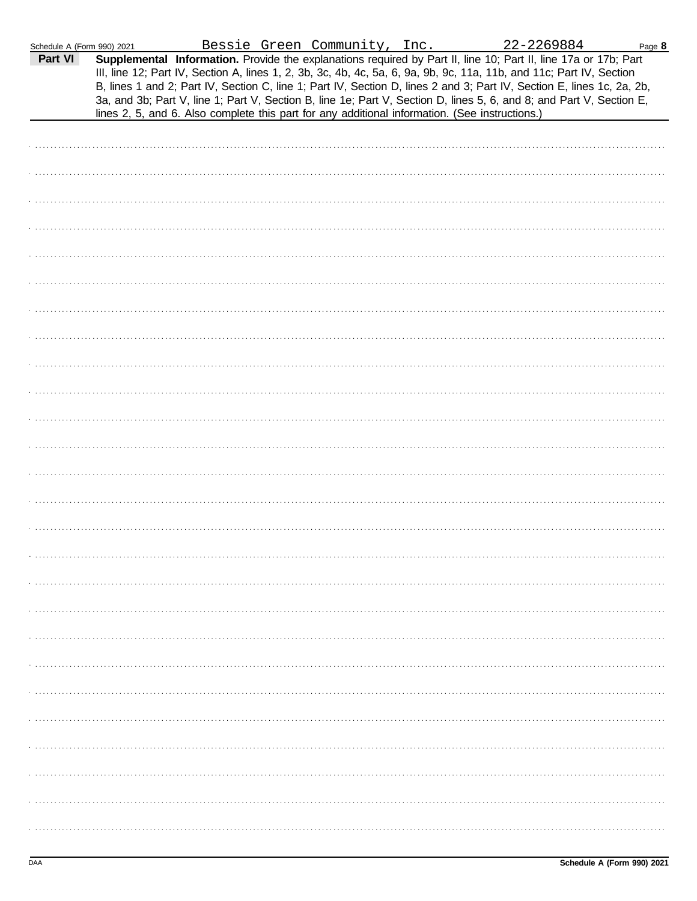Bessie Green Community, Inc. 22-2269884

**Part VI** **Supplemental Information.** Provide the explanations required by Part II, line 10; Part II, line 17a or 17b; Part III, line 12; Part IV, Section A, lines 1, 2, 3b, 3c, 4b, 4c, 5a, 6, 9a, 9b, 9c, 11a, 11b, and 11c; Part IV, Section B, lines 1 and 2; Part IV, Section C, line 1; Part IV, Section D, lines 2 and 3; Part IV, Section E, lines 1c, 2a, 2b, 3a, and 3b; Part V, line 1; Part V, Section B, line 1e; Part V, Section D, lines 5, 6, and 8; and Part V, Section E, lines 2, 5, and 6. Also complete this part for any additional information. (See instructions.)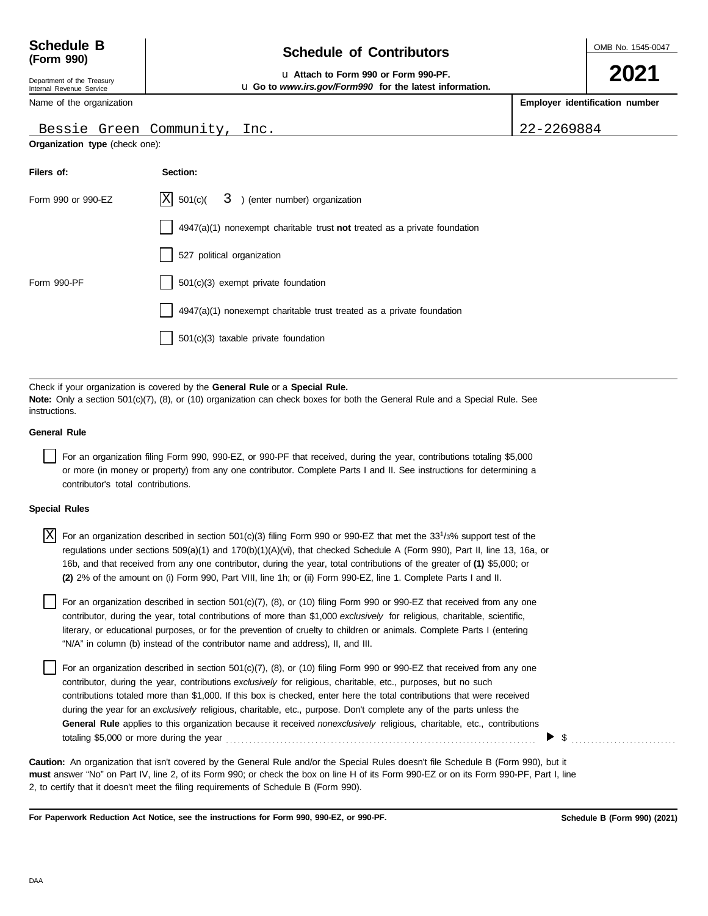**Schedule B (Form 990)**

Department of the Treasury
Internal Revenue Service

# Schedule of Contributors

u Attach to Form 990 or Form 990-PF.
u Go to *www.irs.gov/Form990* for the latest information.

OMB No. 1545-0047

**2021**

| Name of the organization | Employer identification number |
|---|---|
| Bessie Green Community, Inc. | 22-2269884 |

**Organization type** (check one):

| Filers of: | Section: |
|---|---|
| Form 990 or 990-EZ | [X] 501(c)( 3 ) (enter number) organization |
| | [ ] 4947(a)(1) nonexempt charitable trust **not** treated as a private foundation |
| | [ ] 527 political organization |
| Form 990-PF | [ ] 501(c)(3) exempt private foundation |
| | [ ] 4947(a)(1) nonexempt charitable trust treated as a private foundation |
| | [ ] 501(c)(3) taxable private foundation |

Check if your organization is covered by the **General Rule** or a **Special Rule.**
**Note:** Only a section 501(c)(7), (8), or (10) organization can check boxes for both the General Rule and a Special Rule. See instructions.

**General Rule**

[ ] For an organization filing Form 990, 990-EZ, or 990-PF that received, during the year, contributions totaling $5,000 or more (in money or property) from any one contributor. Complete Parts I and II. See instructions for determining a contributor's total contributions.

**Special Rules**

[X] For an organization described in section 501(c)(3) filing Form 990 or 990-EZ that met the 33 1/3% support test of the regulations under sections 509(a)(1) and 170(b)(1)(A)(vi), that checked Schedule A (Form 990), Part II, line 13, 16a, or 16b, and that received from any one contributor, during the year, total contributions of the greater of **(1)** $5,000; or **(2)** 2% of the amount on (i) Form 990, Part VIII, line 1h; or (ii) Form 990-EZ, line 1. Complete Parts I and II.

[ ] For an organization described in section 501(c)(7), (8), or (10) filing Form 990 or 990-EZ that received from any one contributor, during the year, total contributions of more than $1,000 *exclusively* for religious, charitable, scientific, literary, or educational purposes, or for the prevention of cruelty to children or animals. Complete Parts I (entering "N/A" in column (b) instead of the contributor name and address), II, and III.

[ ] For an organization described in section 501(c)(7), (8), or (10) filing Form 990 or 990-EZ that received from any one contributor, during the year, contributions *exclusively* for religious, charitable, etc., purposes, but no such contributions totaled more than $1,000. If this box is checked, enter here the total contributions that were received during the year for an *exclusively* religious, charitable, etc., purpose. Don't complete any of the parts unless the **General Rule** applies to this organization because it received *nonexclusively* religious, charitable, etc., contributions totaling $5,000 or more during the year ▶ $ ..........

**Caution:** An organization that isn't covered by the General Rule and/or the Special Rules doesn't file Schedule B (Form 990), but it **must** answer "No" on Part IV, line 2, of its Form 990; or check the box on line H of its Form 990-EZ or on its Form 990-PF, Part I, line 2, to certify that it doesn't meet the filing requirements of Schedule B (Form 990).

**For Paperwork Reduction Act Notice, see the instructions for Form 990, 990-EZ, or 990-PF.** **Schedule B (Form 990) (2021)**

DAA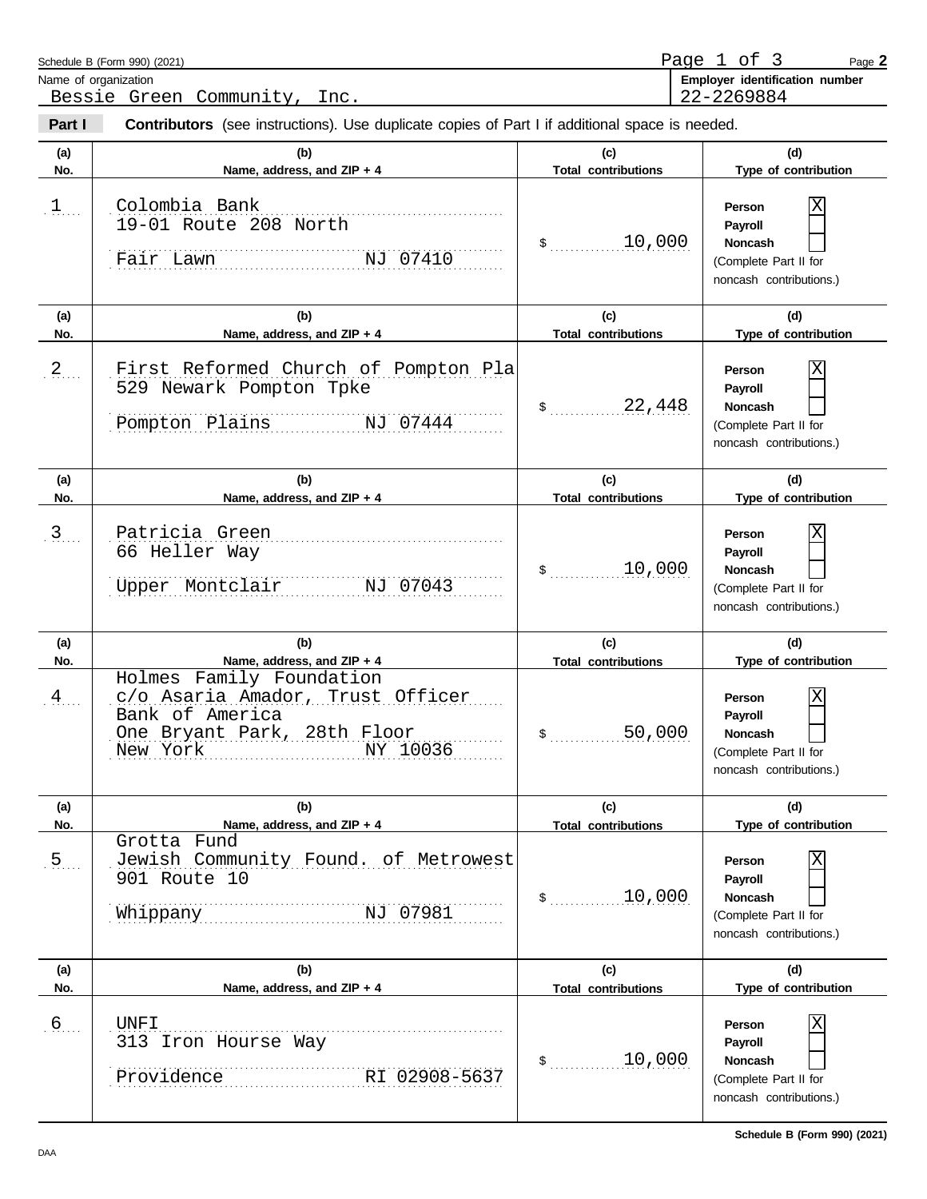Schedule B (Form 990) (2021)

Name of organization: Bessie Green Community, Inc.

Employer identification number: 22-2269884

## Part I — Contributors (see instructions). Use duplicate copies of Part I if additional space is needed.

| (a) No. | (b) Name, address, and ZIP + 4 | (c) Total contributions | (d) Type of contribution |
|---|---|---|---|
| 1 | Colombia Bank<br>19-01 Route 208 North<br>Fair Lawn NJ 07410 | $ 10,000 | Person [X]<br>Payroll [ ]<br>Noncash [ ]<br>(Complete Part II for noncash contributions.) |
| 2 | First Reformed Church of Pompton Pla<br>529 Newark Pompton Tpke<br>Pompton Plains NJ 07444 | $ 22,448 | Person [X]<br>Payroll [ ]<br>Noncash [ ]<br>(Complete Part II for noncash contributions.) |
| 3 | Patricia Green<br>66 Heller Way<br>Upper Montclair NJ 07043 | $ 10,000 | Person [X]<br>Payroll [ ]<br>Noncash [ ]<br>(Complete Part II for noncash contributions.) |
| 4 | Holmes Family Foundation<br>c/o Asaria Amador, Trust Officer<br>Bank of America<br>One Bryant Park, 28th Floor<br>New York NY 10036 | $ 50,000 | Person [X]<br>Payroll [ ]<br>Noncash [ ]<br>(Complete Part II for noncash contributions.) |
| 5 | Grotta Fund<br>Jewish Community Found. of Metrowest<br>901 Route 10<br>Whippany NJ 07981 | $ 10,000 | Person [X]<br>Payroll [ ]<br>Noncash [ ]<br>(Complete Part II for noncash contributions.) |
| 6 | UNFI<br>313 Iron Hourse Way<br>Providence RI 02908-5637 | $ 10,000 | Person [X]<br>Payroll [ ]<br>Noncash [ ]<br>(Complete Part II for noncash contributions.) |

Schedule B (Form 990) (2021)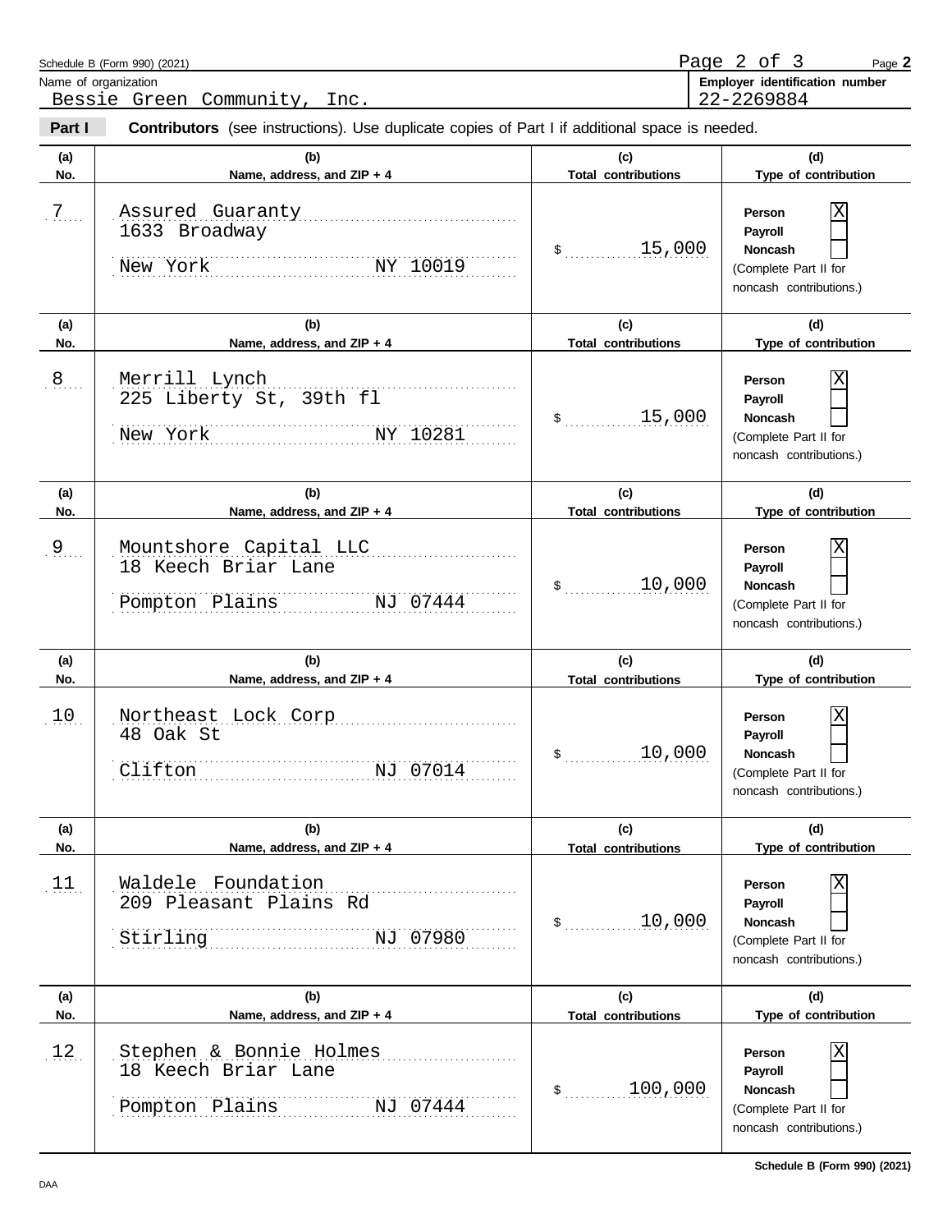Schedule B (Form 990) (2021)

Name of organization: Bessie Green Community, Inc.

**Employer identification number:** 22-2269884

**Part I** **Contributors** (see instructions). Use duplicate copies of Part I if additional space is needed.

| (a) No. | (b) Name, address, and ZIP + 4 | (c) Total contributions | (d) Type of contribution |
|---|---|---|---|
| 7 | Assured Guaranty<br>1633 Broadway<br>New York NY 10019 | $ 15,000 | Person [X]<br>Payroll [ ]<br>Noncash [ ]<br>(Complete Part II for noncash contributions.) |
| 8 | Merrill Lynch<br>225 Liberty St, 39th fl<br>New York NY 10281 | $ 15,000 | Person [X]<br>Payroll [ ]<br>Noncash [ ]<br>(Complete Part II for noncash contributions.) |
| 9 | Mountshore Capital LLC<br>18 Keech Briar Lane<br>Pompton Plains NJ 07444 | $ 10,000 | Person [X]<br>Payroll [ ]<br>Noncash [ ]<br>(Complete Part II for noncash contributions.) |
| 10 | Northeast Lock Corp<br>48 Oak St<br>Clifton NJ 07014 | $ 10,000 | Person [X]<br>Payroll [ ]<br>Noncash [ ]<br>(Complete Part II for noncash contributions.) |
| 11 | Waldele Foundation<br>209 Pleasant Plains Rd<br>Stirling NJ 07980 | $ 10,000 | Person [X]<br>Payroll [ ]<br>Noncash [ ]<br>(Complete Part II for noncash contributions.) |
| 12 | Stephen & Bonnie Holmes<br>18 Keech Briar Lane<br>Pompton Plains NJ 07444 | $ 100,000 | Person [X]<br>Payroll [ ]<br>Noncash [ ]<br>(Complete Part II for noncash contributions.) |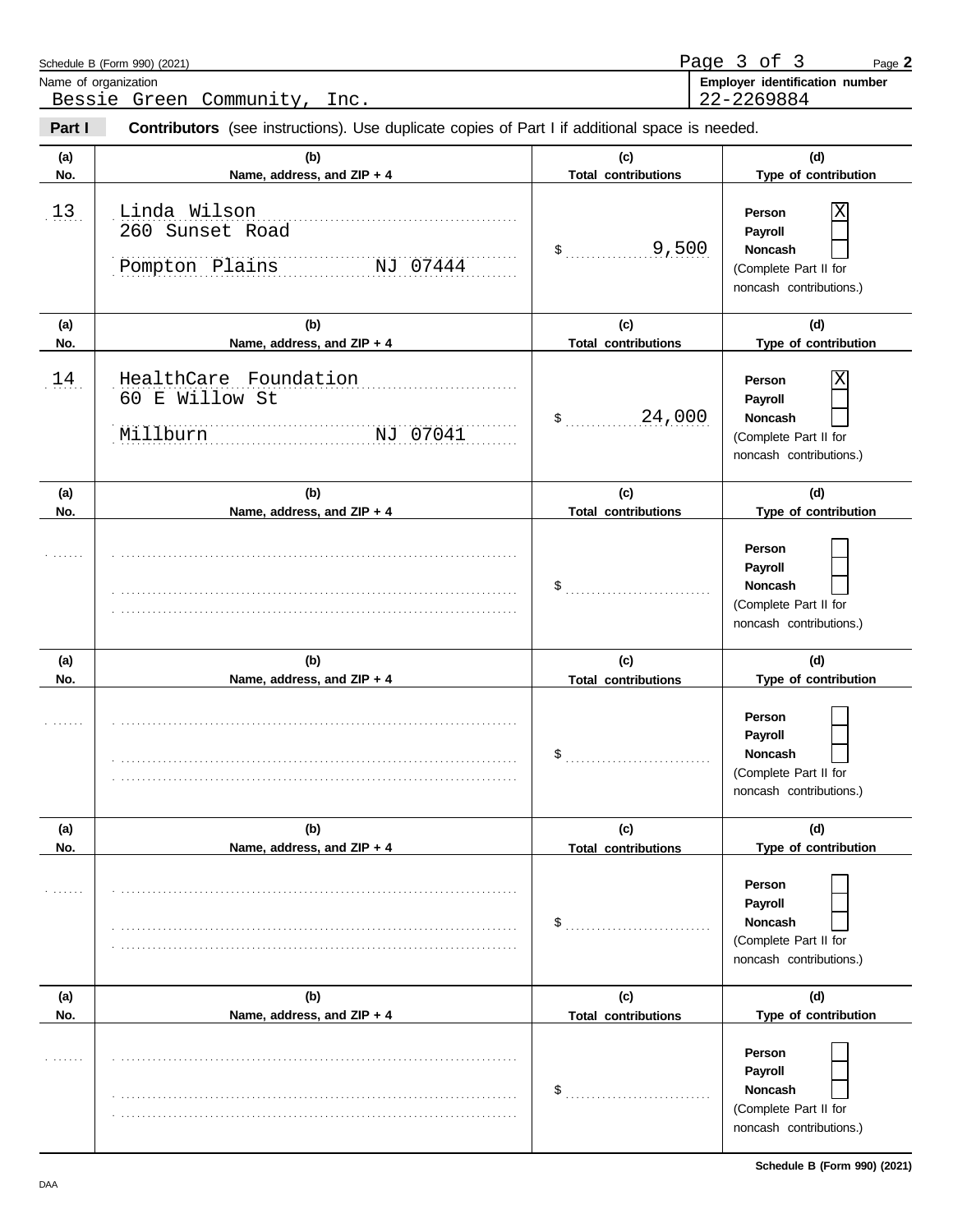Schedule B (Form 990) (2021) Page **2**

Name of organization: Bessie Green Community, Inc.

**Employer identification number:** 22-2269884

**Part I** **Contributors** (see instructions). Use duplicate copies of Part I if additional space is needed.

| (a) No. | (b) Name, address, and ZIP + 4 | (c) Total contributions | (d) Type of contribution |
|---|---|---|---|
| 13 | Linda Wilson<br>260 Sunset Road<br>Pompton Plains NJ 07444 | $ 9,500 | Person [X]<br>Payroll [ ]<br>Noncash [ ]<br>(Complete Part II for noncash contributions.) |
| 14 | HealthCare Foundation<br>60 E Willow St<br>Millburn NJ 07041 | $ 24,000 | Person [X]<br>Payroll [ ]<br>Noncash [ ]<br>(Complete Part II for noncash contributions.) |
| | | $ | Person [ ]<br>Payroll [ ]<br>Noncash [ ]<br>(Complete Part II for noncash contributions.) |
| | | $ | Person [ ]<br>Payroll [ ]<br>Noncash [ ]<br>(Complete Part II for noncash contributions.) |
| | | $ | Person [ ]<br>Payroll [ ]<br>Noncash [ ]<br>(Complete Part II for noncash contributions.) |
| | | $ | Person [ ]<br>Payroll [ ]<br>Noncash [ ]<br>(Complete Part II for noncash contributions.) |

DAA

**Schedule B (Form 990) (2021)**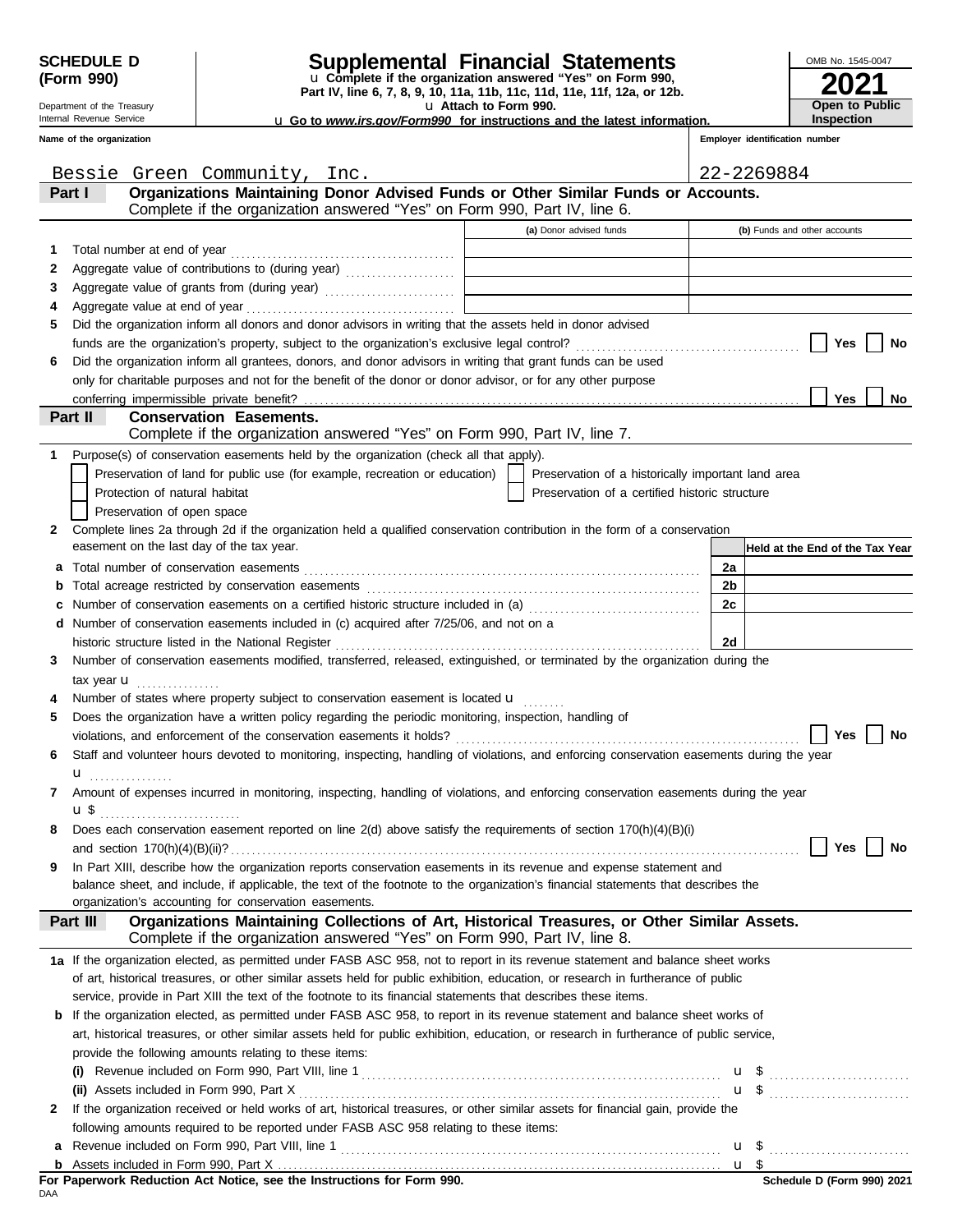**SCHEDULE D (Form 990)**

Department of the Treasury
Internal Revenue Service

# Supplemental Financial Statements

u Complete if the organization answered "Yes" on Form 990, Part IV, line 6, 7, 8, 9, 10, 11a, 11b, 11c, 11d, 11e, 11f, 12a, or 12b.

u Attach to Form 990.

u Go to *www.irs.gov/Form990* for instructions and the latest information.

OMB No. 1545-0047

**2021**

**Open to Public Inspection**

| Name of the organization | Employer identification number |
|---|---|
| Bessie Green Community, Inc. | 22-2269884 |

## Part I — Organizations Maintaining Donor Advised Funds or Other Similar Funds or Accounts.

Complete if the organization answered "Yes" on Form 990, Part IV, line 6.

| | | (a) Donor advised funds | (b) Funds and other accounts |
|---|---|---|---|
| 1 | Total number at end of year | | |
| 2 | Aggregate value of contributions to (during year) | | |
| 3 | Aggregate value of grants from (during year) | | |
| 4 | Aggregate value at end of year | | |

5 Did the organization inform all donors and donor advisors in writing that the assets held in donor advised funds are the organization's property, subject to the organization's exclusive legal control? ☐ Yes ☐ No

6 Did the organization inform all grantees, donors, and donor advisors in writing that grant funds can be used only for charitable purposes and not for the benefit of the donor or donor advisor, or for any other purpose conferring impermissible private benefit? ☐ Yes ☐ No

## Part II — Conservation Easements.

Complete if the organization answered "Yes" on Form 990, Part IV, line 7.

1 Purpose(s) of conservation easements held by the organization (check all that apply).

- ☐ Preservation of land for public use (for example, recreation or education)
- ☐ Preservation of a historically important land area
- ☐ Protection of natural habitat
- ☐ Preservation of a certified historic structure
- ☐ Preservation of open space

2 Complete lines 2a through 2d if the organization held a qualified conservation contribution in the form of a conservation easement on the last day of the tax year.

| | | | Held at the End of the Tax Year |
|---|---|---|---|
| a | Total number of conservation easements | 2a | |
| b | Total acreage restricted by conservation easements | 2b | |
| c | Number of conservation easements on a certified historic structure included in (a) | 2c | |
| d | Number of conservation easements included in (c) acquired after 7/25/06, and not on a historic structure listed in the National Register | 2d | |

3 Number of conservation easements modified, transferred, released, extinguished, or terminated by the organization during the tax year u

4 Number of states where property subject to conservation easement is located u

5 Does the organization have a written policy regarding the periodic monitoring, inspection, handling of violations, and enforcement of the conservation easements it holds? ☐ Yes ☐ No

6 Staff and volunteer hours devoted to monitoring, inspecting, handling of violations, and enforcing conservation easements during the year u

7 Amount of expenses incurred in monitoring, inspecting, handling of violations, and enforcing conservation easements during the year u $

8 Does each conservation easement reported on line 2(d) above satisfy the requirements of section 170(h)(4)(B)(i) and section 170(h)(4)(B)(ii)? ☐ Yes ☐ No

9 In Part XIII, describe how the organization reports conservation easements in its revenue and expense statement and balance sheet, and include, if applicable, the text of the footnote to the organization's financial statements that describes the organization's accounting for conservation easements.

## Part III — Organizations Maintaining Collections of Art, Historical Treasures, or Other Similar Assets.

Complete if the organization answered "Yes" on Form 990, Part IV, line 8.

1a If the organization elected, as permitted under FASB ASC 958, not to report in its revenue statement and balance sheet works of art, historical treasures, or other similar assets held for public exhibition, education, or research in furtherance of public service, provide in Part XIII the text of the footnote to its financial statements that describes these items.

b If the organization elected, as permitted under FASB ASC 958, to report in its revenue statement and balance sheet works of art, historical treasures, or other similar assets held for public exhibition, education, or research in furtherance of public service, provide the following amounts relating to these items:

(i) Revenue included on Form 990, Part VIII, line 1 u $

(ii) Assets included in Form 990, Part X u $

2 If the organization received or held works of art, historical treasures, or other similar assets for financial gain, provide the following amounts required to be reported under FASB ASC 958 relating to these items:

a Revenue included on Form 990, Part VIII, line 1 u $

b Assets included in Form 990, Part X u $

**For Paperwork Reduction Act Notice, see the Instructions for Form 990.**

DAA

**Schedule D (Form 990) 2021**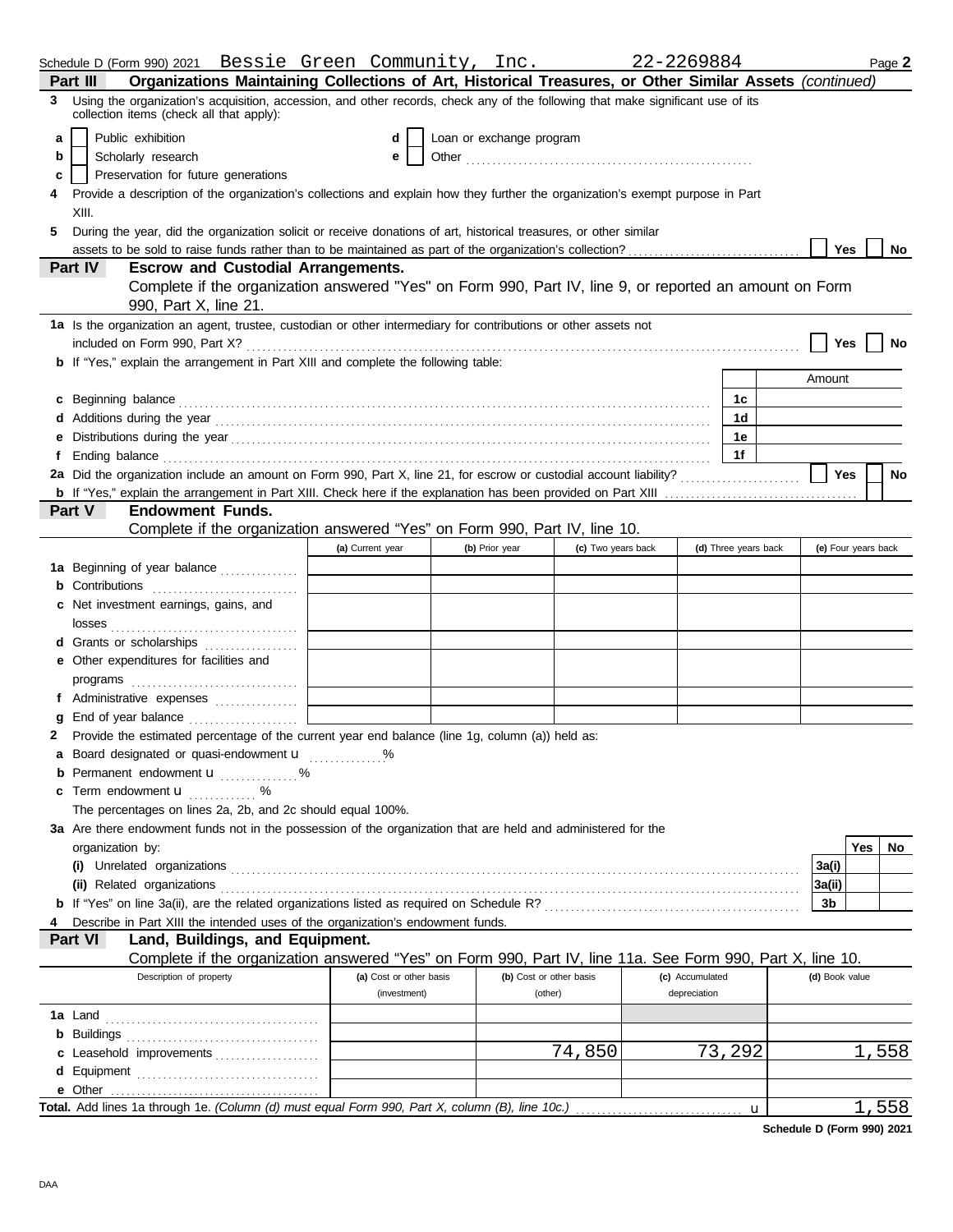Schedule D (Form 990) 2021 Bessie Green Community, Inc. 22-2269884 Page **2**

## Part III Organizations Maintaining Collections of Art, Historical Treasures, or Other Similar Assets *(continued)*

**3** Using the organization's acquisition, accession, and other records, check any of the following that make significant use of its collection items (check all that apply):

- **a** ☐ Public exhibition
- **b** ☐ Scholarly research
- **c** ☐ Preservation for future generations
- **d** ☐ Loan or exchange program
- **e** ☐ Other

**4** Provide a description of the organization's collections and explain how they further the organization's exempt purpose in Part XIII.

**5** During the year, did the organization solicit or receive donations of art, historical treasures, or other similar assets to be sold to raise funds rather than to be maintained as part of the organization's collection? ☐ Yes ☐ No

## Part IV Escrow and Custodial Arrangements.

Complete if the organization answered "Yes" on Form 990, Part IV, line 9, or reported an amount on Form 990, Part X, line 21.

**1a** Is the organization an agent, trustee, custodian or other intermediary for contributions or other assets not included on Form 990, Part X? ☐ Yes ☐ No

**b** If "Yes," explain the arrangement in Part XIII and complete the following table:

| | | Amount |
|---|---|---|
| **c** Beginning balance | 1c | |
| **d** Additions during the year | 1d | |
| **e** Distributions during the year | 1e | |
| **f** Ending balance | 1f | |

**2a** Did the organization include an amount on Form 990, Part X, line 21, for escrow or custodial account liability? ☐ Yes ☐ No

**b** If "Yes," explain the arrangement in Part XIII. Check here if the explanation has been provided on Part XIII ☐

## Part V Endowment Funds.

Complete if the organization answered "Yes" on Form 990, Part IV, line 10.

| | (a) Current year | (b) Prior year | (c) Two years back | (d) Three years back | (e) Four years back |
|---|---|---|---|---|---|
| **1a** Beginning of year balance | | | | | |
| **b** Contributions | | | | | |
| **c** Net investment earnings, gains, and losses | | | | | |
| **d** Grants or scholarships | | | | | |
| **e** Other expenditures for facilities and programs | | | | | |
| **f** Administrative expenses | | | | | |
| **g** End of year balance | | | | | |

**2** Provide the estimated percentage of the current year end balance (line 1g, column (a)) held as:

- **a** Board designated or quasi-endowment u ____ %
- **b** Permanent endowment u ____ %
- **c** Term endowment u ____ %

The percentages on lines 2a, 2b, and 2c should equal 100%.

**3a** Are there endowment funds not in the possession of the organization that are held and administered for the organization by:

| | | Yes | No |
|---|---|---|---|
| **(i)** Unrelated organizations | 3a(i) | | |
| **(ii)** Related organizations | 3a(ii) | | |
| **b** If "Yes" on line 3a(ii), are the related organizations listed as required on Schedule R? | 3b | | |

**4** Describe in Part XIII the intended uses of the organization's endowment funds.

## Part VI Land, Buildings, and Equipment.

Complete if the organization answered "Yes" on Form 990, Part IV, line 11a. See Form 990, Part X, line 10.

| Description of property | (a) Cost or other basis (investment) | (b) Cost or other basis (other) | (c) Accumulated depreciation | (d) Book value |
|---|---|---|---|---|
| **1a** Land | | | | |
| **b** Buildings | | | | |
| **c** Leasehold improvements | | 74,850 | 73,292 | 1,558 |
| **d** Equipment | | | | |
| **e** Other | | | | |
| **Total.** Add lines 1a through 1e. *(Column (d) must equal Form 990, Part X, column (B), line 10c.)* u | | | | 1,558 |

**Schedule D (Form 990) 2021**

DAA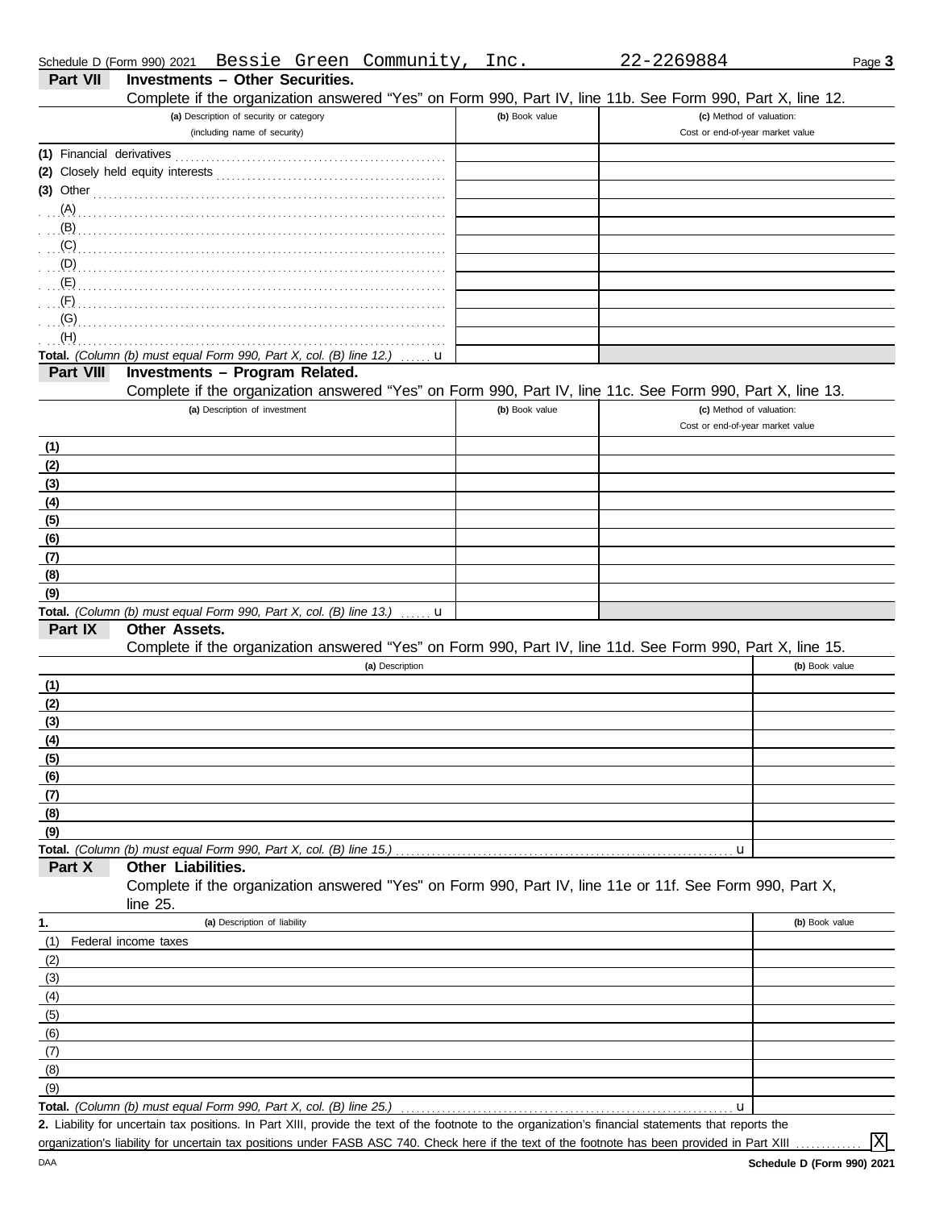Schedule D (Form 990) 2021 Bessie Green Community, Inc. 22-2269884

## Part VII Investments – Other Securities.

Complete if the organization answered "Yes" on Form 990, Part IV, line 11b. See Form 990, Part X, line 12.

| (a) Description of security or category (including name of security) | (b) Book value | (c) Method of valuation: Cost or end-of-year market value |
|---|---|---|
| (1) Financial derivatives | | |
| (2) Closely held equity interests | | |
| (3) Other | | |
| (A) | | |
| (B) | | |
| (C) | | |
| (D) | | |
| (E) | | |
| (F) | | |
| (G) | | |
| (H) | | |
| **Total.** *(Column (b) must equal Form 990, Part X, col. (B) line 12.)* u | | |

## Part VIII Investments – Program Related.

Complete if the organization answered "Yes" on Form 990, Part IV, line 11c. See Form 990, Part X, line 13.

| (a) Description of investment | (b) Book value | (c) Method of valuation: Cost or end-of-year market value |
|---|---|---|
| (1) | | |
| (2) | | |
| (3) | | |
| (4) | | |
| (5) | | |
| (6) | | |
| (7) | | |
| (8) | | |
| (9) | | |
| **Total.** *(Column (b) must equal Form 990, Part X, col. (B) line 13.)* u | | |

## Part IX Other Assets.

Complete if the organization answered "Yes" on Form 990, Part IV, line 11d. See Form 990, Part X, line 15.

| (a) Description | (b) Book value |
|---|---|
| (1) | |
| (2) | |
| (3) | |
| (4) | |
| (5) | |
| (6) | |
| (7) | |
| (8) | |
| (9) | |
| **Total.** *(Column (b) must equal Form 990, Part X, col. (B) line 15.)* u | |

## Part X Other Liabilities.

Complete if the organization answered "Yes" on Form 990, Part IV, line 11e or 11f. See Form 990, Part X, line 25.

| 1. (a) Description of liability | (b) Book value |
|---|---|
| (1) Federal income taxes | |
| (2) | |
| (3) | |
| (4) | |
| (5) | |
| (6) | |
| (7) | |
| (8) | |
| (9) | |
| **Total.** *(Column (b) must equal Form 990, Part X, col. (B) line 25.)* u | |

**2.** Liability for uncertain tax positions. In Part XIII, provide the text of the footnote to the organization's financial statements that reports the organization's liability for uncertain tax positions under FASB ASC 740. Check here if the text of the footnote has been provided in Part XIII ☒

Schedule D (Form 990) 2021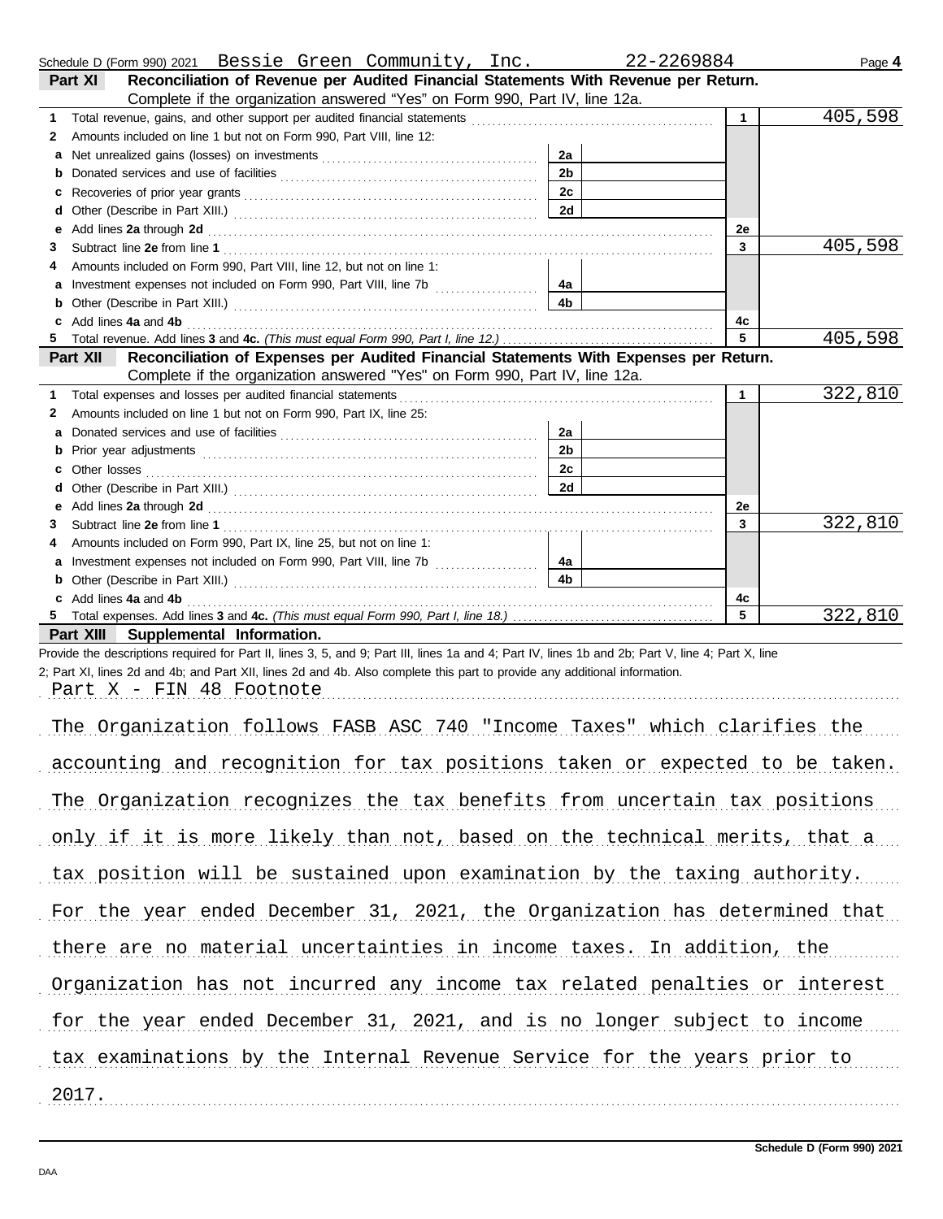Schedule D (Form 990) 2021 Bessie Green Community, Inc. 22-2269884 Page **4**

## Part XI Reconciliation of Revenue per Audited Financial Statements With Revenue per Return.

Complete if the organization answered "Yes" on Form 990, Part IV, line 12a.

| | | | | | |
|---|---|---|---|---|---|
| **1** | Total revenue, gains, and other support per audited financial statements | | | 1 | 405,598 |
| **2** | Amounts included on line 1 but not on Form 990, Part VIII, line 12: | | | | |
| **a** | Net unrealized gains (losses) on investments | 2a | | | |
| **b** | Donated services and use of facilities | 2b | | | |
| **c** | Recoveries of prior year grants | 2c | | | |
| **d** | Other (Describe in Part XIII.) | 2d | | | |
| **e** | Add lines **2a** through **2d** | | | 2e | |
| **3** | Subtract line **2e** from line **1** | | | 3 | 405,598 |
| **4** | Amounts included on Form 990, Part VIII, line 12, but not on line 1: | | | | |
| **a** | Investment expenses not included on Form 990, Part VIII, line 7b | 4a | | | |
| **b** | Other (Describe in Part XIII.) | 4b | | | |
| **c** | Add lines **4a** and **4b** | | | 4c | |
| **5** | Total revenue. Add lines **3** and **4c.** *(This must equal Form 990, Part I, line 12.)* | | | 5 | 405,598 |

## Part XII Reconciliation of Expenses per Audited Financial Statements With Expenses per Return.

Complete if the organization answered "Yes" on Form 990, Part IV, line 12a.

| | | | | | |
|---|---|---|---|---|---|
| **1** | Total expenses and losses per audited financial statements | | | 1 | 322,810 |
| **2** | Amounts included on line 1 but not on Form 990, Part IX, line 25: | | | | |
| **a** | Donated services and use of facilities | 2a | | | |
| **b** | Prior year adjustments | 2b | | | |
| **c** | Other losses | 2c | | | |
| **d** | Other (Describe in Part XIII.) | 2d | | | |
| **e** | Add lines **2a** through **2d** | | | 2e | |
| **3** | Subtract line **2e** from line **1** | | | 3 | 322,810 |
| **4** | Amounts included on Form 990, Part IX, line 25, but not on line 1: | | | | |
| **a** | Investment expenses not included on Form 990, Part VIII, line 7b | 4a | | | |
| **b** | Other (Describe in Part XIII.) | 4b | | | |
| **c** | Add lines **4a** and **4b** | | | 4c | |
| **5** | Total expenses. Add lines **3** and **4c.** *(This must equal Form 990, Part I, line 18.)* | | | 5 | 322,810 |

## Part XIII Supplemental Information.

Provide the descriptions required for Part II, lines 3, 5, and 9; Part III, lines 1a and 4; Part IV, lines 1b and 2b; Part V, line 4; Part X, line 2; Part XI, lines 2d and 4b; and Part XII, lines 2d and 4b. Also complete this part to provide any additional information.

Part X - FIN 48 Footnote

The Organization follows FASB ASC 740 "Income Taxes" which clarifies the accounting and recognition for tax positions taken or expected to be taken. The Organization recognizes the tax benefits from uncertain tax positions only if it is more likely than not, based on the technical merits, that a tax position will be sustained upon examination by the taxing authority. For the year ended December 31, 2021, the Organization has determined that there are no material uncertainties in income taxes. In addition, the Organization has not incurred any income tax related penalties or interest for the year ended December 31, 2021, and is no longer subject to income tax examinations by the Internal Revenue Service for the years prior to 2017.

Schedule D (Form 990) 2021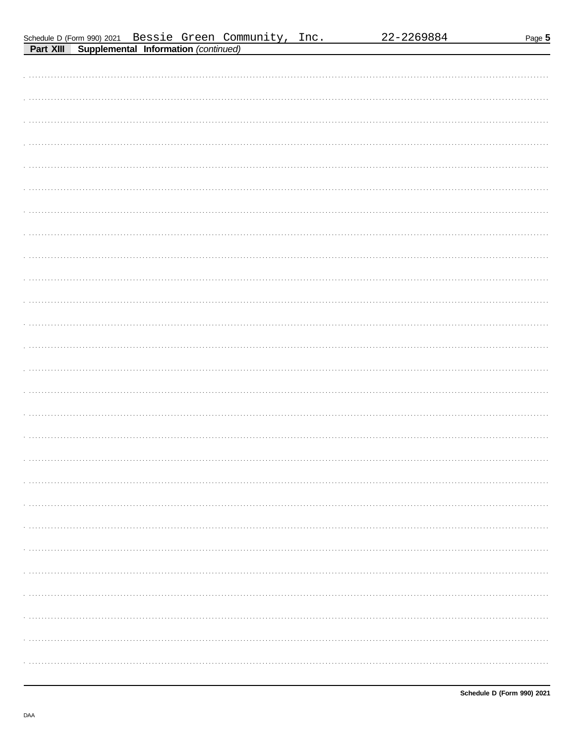Schedule D (Form 990) 2021 Bessie Green Community, Inc. 22-2269884

**Part XIII** **Supplemental Information** *(continued)*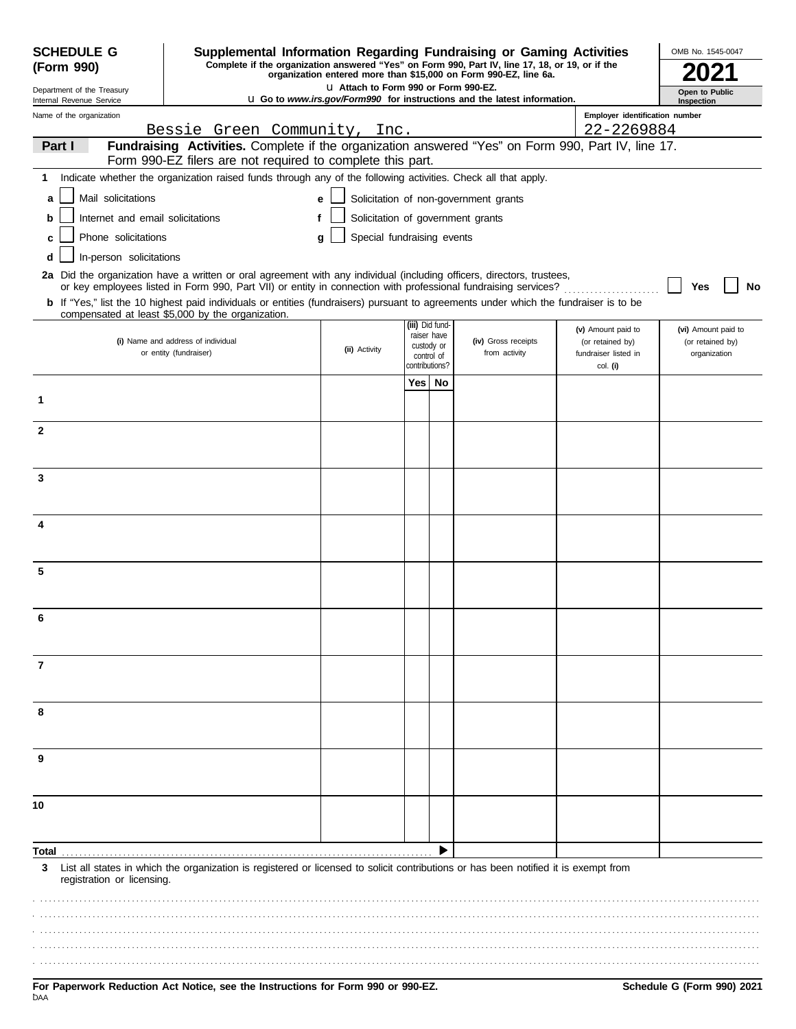**SCHEDULE G (Form 990)**

Department of the Treasury
Internal Revenue Service

# Supplemental Information Regarding Fundraising or Gaming Activities

**Complete if the organization answered "Yes" on Form 990, Part IV, line 17, 18, or 19, or if the organization entered more than $15,000 on Form 990-EZ, line 6a.**

u **Attach to Form 990 or Form 990-EZ.**

u **Go to *www.irs.gov/Form990* for instructions and the latest information.**

OMB No. 1545-0047

**2021**

**Open to Public Inspection**

Name of the organization: Bessie Green Community, Inc.

Employer identification number: 22-2269884

**Part I** **Fundraising Activities.** Complete if the organization answered "Yes" on Form 990, Part IV, line 17. Form 990-EZ filers are not required to complete this part.

**1** Indicate whether the organization raised funds through any of the following activities. Check all that apply.

- **a** ☐ Mail solicitations
- **b** ☐ Internet and email solicitations
- **c** ☐ Phone solicitations
- **d** ☐ In-person solicitations
- **e** ☐ Solicitation of non-government grants
- **f** ☐ Solicitation of government grants
- **g** ☐ Special fundraising events

**2a** Did the organization have a written or oral agreement with any individual (including officers, directors, trustees, or key employees listed in Form 990, Part VII) or entity in connection with professional fundraising services? ☐ **Yes** ☐ **No**

**b** If "Yes," list the 10 highest paid individuals or entities (fundraisers) pursuant to agreements under which the fundraiser is to be compensated at least $5,000 by the organization.

| | (i) Name and address of individual or entity (fundraiser) | (ii) Activity | (iii) Did fundraiser have custody or control of contributions? Yes | No | (iv) Gross receipts from activity | (v) Amount paid to (or retained by) fundraiser listed in col. (i) | (vi) Amount paid to (or retained by) organization |
|---|---|---|---|---|---|---|---|
| 1 | | | | | | | |
| 2 | | | | | | | |
| 3 | | | | | | | |
| 4 | | | | | | | |
| 5 | | | | | | | |
| 6 | | | | | | | |
| 7 | | | | | | | |
| 8 | | | | | | | |
| 9 | | | | | | | |
| 10 | | | | | | | |
| **Total** | | | | ▶ | | | |

**3** List all states in which the organization is registered or licensed to solicit contributions or has been notified it is exempt from registration or licensing.

**For Paperwork Reduction Act Notice, see the Instructions for Form 990 or 990-EZ.**

**Schedule G (Form 990) 2021**

DAA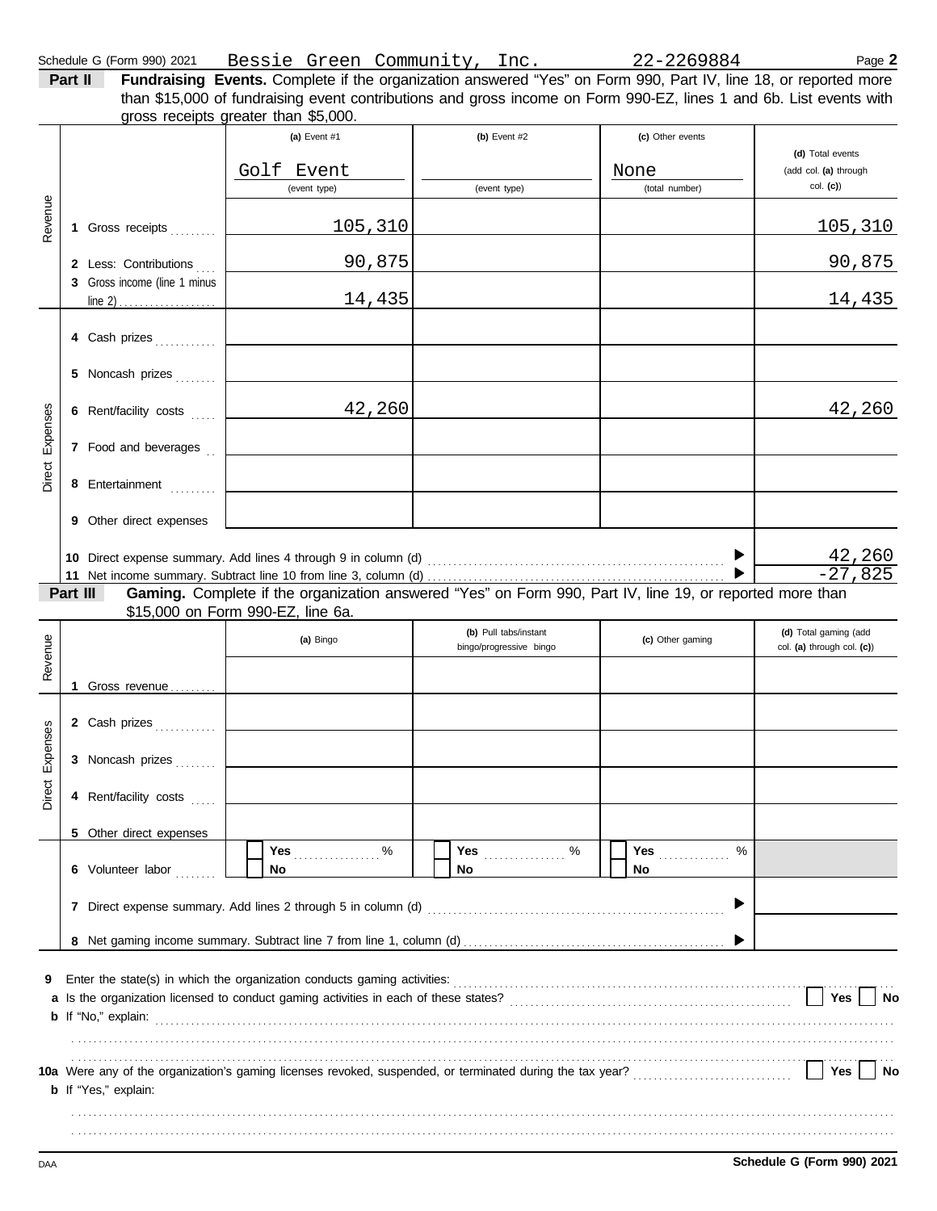Schedule G (Form 990) 2021 Bessie Green Community, Inc. 22-2269884 Page **2**

**Part II** **Fundraising Events.** Complete if the organization answered "Yes" on Form 990, Part IV, line 18, or reported more than $15,000 of fundraising event contributions and gross income on Form 990-EZ, lines 1 and 6b. List events with gross receipts greater than $5,000.

| | | (a) Event #1 | (b) Event #2 | (c) Other events | (d) Total events (add col. (a) through col. (c)) |
|---|---|---|---|---|---|
| | | Golf Event (event type) | (event type) | None (total number) | |
| Revenue | 1 Gross receipts | 105,310 | | | 105,310 |
| | 2 Less: Contributions | 90,875 | | | 90,875 |
| | 3 Gross income (line 1 minus line 2) | 14,435 | | | 14,435 |
| Direct Expenses | 4 Cash prizes | | | | |
| | 5 Noncash prizes | | | | |
| | 6 Rent/facility costs | 42,260 | | | 42,260 |
| | 7 Food and beverages | | | | |
| | 8 Entertainment | | | | |
| | 9 Other direct expenses | | | | |
| | 10 Direct expense summary. Add lines 4 through 9 in column (d) | | | | 42,260 |
| | 11 Net income summary. Subtract line 10 from line 3, column (d) | | | | -27,825 |

**Part III** **Gaming.** Complete if the organization answered "Yes" on Form 990, Part IV, line 19, or reported more than $15,000 on Form 990-EZ, line 6a.

| | | (a) Bingo | (b) Pull tabs/instant bingo/progressive bingo | (c) Other gaming | (d) Total gaming (add col. (a) through col. (c)) |
|---|---|---|---|---|---|
| Revenue | 1 Gross revenue | | | | |
| Direct Expenses | 2 Cash prizes | | | | |
| | 3 Noncash prizes | | | | |
| | 4 Rent/facility costs | | | | |
| | 5 Other direct expenses | | | | |
| | 6 Volunteer labor | ☐ Yes % ☐ No | ☐ Yes % ☐ No | ☐ Yes % ☐ No | |
| | 7 Direct expense summary. Add lines 2 through 5 in column (d) | | | | |
| | 8 Net gaming income summary. Subtract line 7 from line 1, column (d) | | | | |

**9** Enter the state(s) in which the organization conducts gaming activities:

**a** Is the organization licensed to conduct gaming activities in each of these states? ☐ Yes ☐ No

**b** If "No," explain:

**10a** Were any of the organization's gaming licenses revoked, suspended, or terminated during the tax year? ☐ Yes ☐ No

**b** If "Yes," explain:

DAA **Schedule G (Form 990) 2021**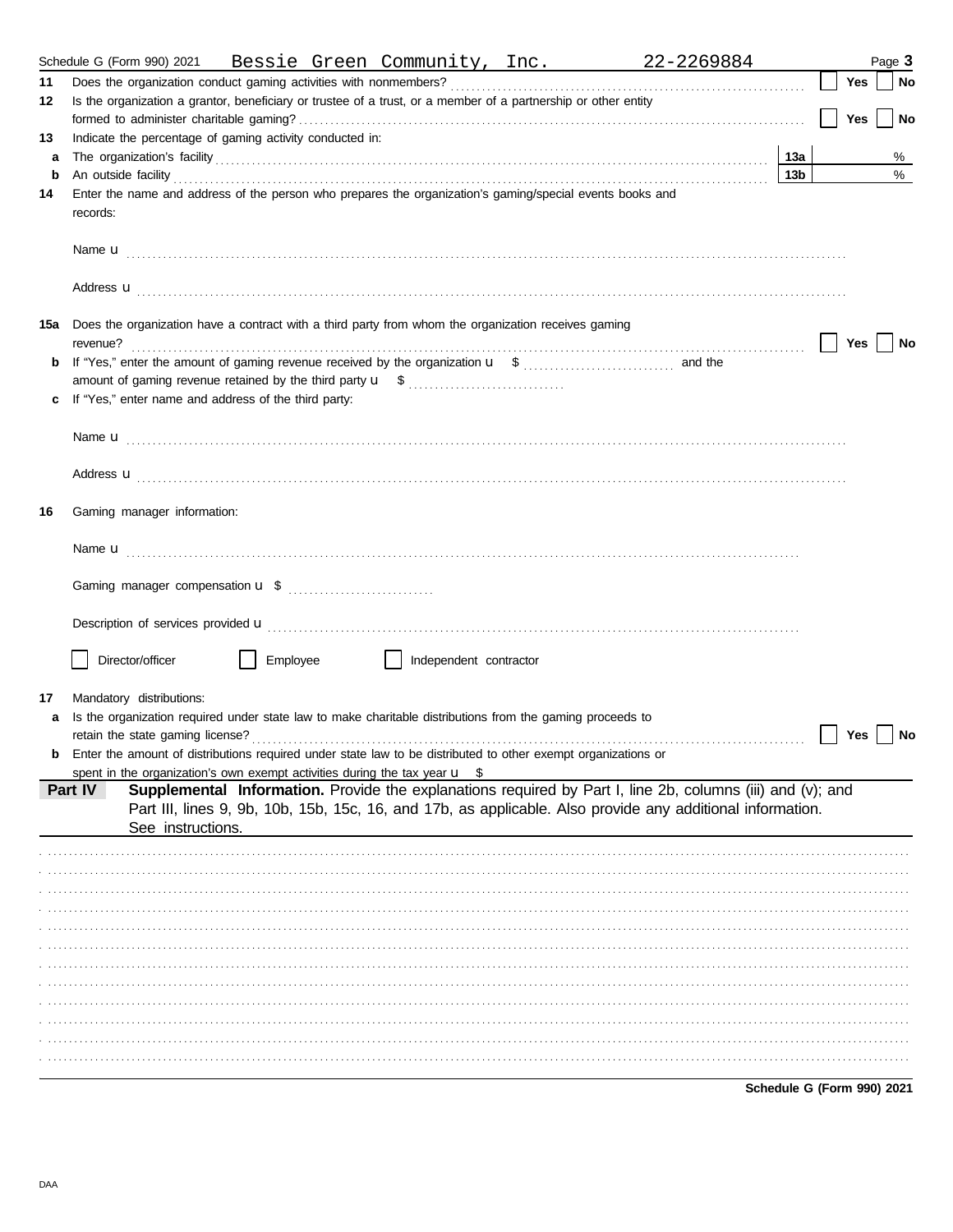Schedule G (Form 990) 2021 Bessie Green Community, Inc. 22-2269884

**11** Does the organization conduct gaming activities with nonmembers? ☐ Yes ☐ No

**12** Is the organization a grantor, beneficiary or trustee of a trust, or a member of a partnership or other entity formed to administer charitable gaming? ☐ Yes ☐ No

**13** Indicate the percentage of gaming activity conducted in:

**a** The organization's facility **13a** %

**b** An outside facility **13b** %

**14** Enter the name and address of the person who prepares the organization's gaming/special events books and records:

Name u

Address u

**15a** Does the organization have a contract with a third party from whom the organization receives gaming revenue? ☐ Yes ☐ No

**b** If "Yes," enter the amount of gaming revenue received by the organization u $ and the amount of gaming revenue retained by the third party u $

**c** If "Yes," enter name and address of the third party:

Name u

Address u

**16** Gaming manager information:

Name u

Gaming manager compensation u $

Description of services provided u

☐ Director/officer ☐ Employee ☐ Independent contractor

**17** Mandatory distributions:

**a** Is the organization required under state law to make charitable distributions from the gaming proceeds to retain the state gaming license? ☐ Yes ☐ No

**b** Enter the amount of distributions required under state law to be distributed to other exempt organizations or spent in the organization's own exempt activities during the tax year u $

**Part IV** **Supplemental Information.** Provide the explanations required by Part I, line 2b, columns (iii) and (v); and Part III, lines 9, 9b, 10b, 15b, 15c, 16, and 17b, as applicable. Also provide any additional information. See instructions.

**Schedule G (Form 990) 2021**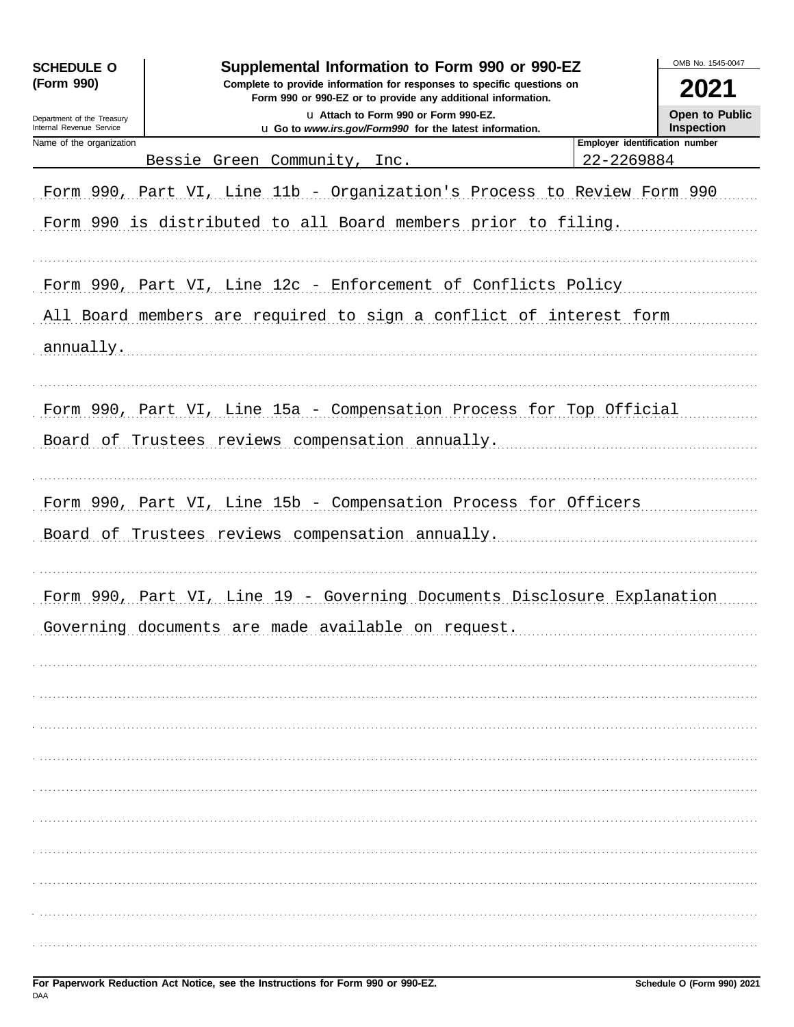**SCHEDULE O (Form 990)**

Department of the Treasury
Internal Revenue Service

# Supplemental Information to Form 990 or 990-EZ

**Complete to provide information for responses to specific questions on Form 990 or 990-EZ or to provide any additional information.**

u Attach to Form 990 or Form 990-EZ.

u Go to *www.irs.gov/Form990* for the latest information.

OMB No. 1545-0047

**2021**

**Open to Public Inspection**

| Name of the organization | Employer identification number |
| --- | --- |
| Bessie Green Community, Inc. | 22-2269884 |

Form 990, Part VI, Line 11b - Organization's Process to Review Form 990

Form 990 is distributed to all Board members prior to filing.

Form 990, Part VI, Line 12c - Enforcement of Conflicts Policy

All Board members are required to sign a conflict of interest form annually.

Form 990, Part VI, Line 15a - Compensation Process for Top Official

Board of Trustees reviews compensation annually.

Form 990, Part VI, Line 15b - Compensation Process for Officers

Board of Trustees reviews compensation annually.

Form 990, Part VI, Line 19 - Governing Documents Disclosure Explanation

Governing documents are made available on request.

**For Paperwork Reduction Act Notice, see the Instructions for Form 990 or 990-EZ.**

DAA

**Schedule O (Form 990) 2021**